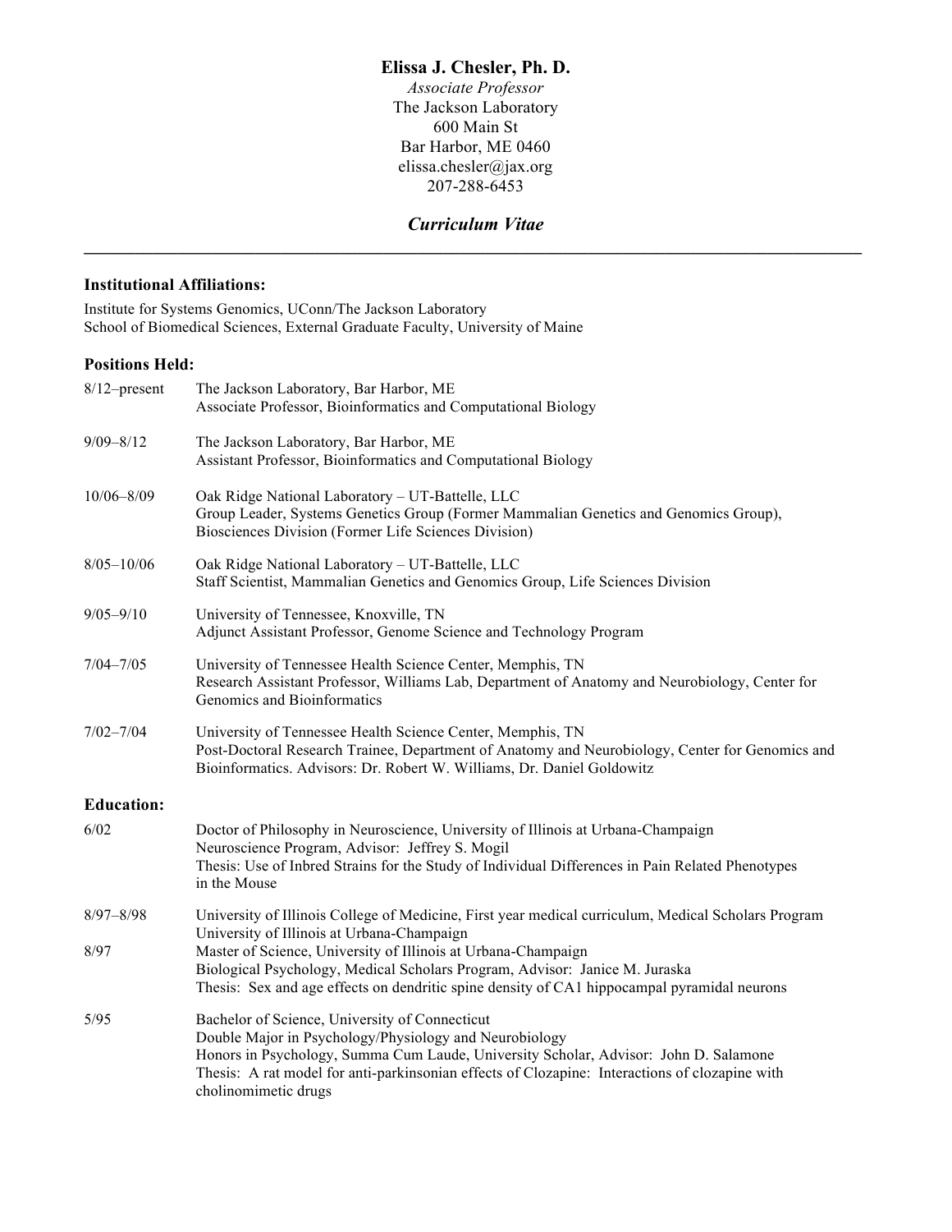# Elissa J. Chesler, Ph. D.

*Associate Professor*
The Jackson Laboratory
600 Main St
Bar Harbor, ME 0460
elissa.chesler@jax.org
207-288-6453

## *Curriculum Vitae*

---

### Institutional Affiliations:

Institute for Systems Genomics, UConn/The Jackson Laboratory
School of Biomedical Sciences, External Graduate Faculty, University of Maine

### Positions Held:

| | |
|---|---|
| 8/12–present | The Jackson Laboratory, Bar Harbor, ME<br>Associate Professor, Bioinformatics and Computational Biology |
| 9/09–8/12 | The Jackson Laboratory, Bar Harbor, ME<br>Assistant Professor, Bioinformatics and Computational Biology |
| 10/06–8/09 | Oak Ridge National Laboratory – UT-Battelle, LLC<br>Group Leader, Systems Genetics Group (Former Mammalian Genetics and Genomics Group), Biosciences Division (Former Life Sciences Division) |
| 8/05–10/06 | Oak Ridge National Laboratory – UT-Battelle, LLC<br>Staff Scientist, Mammalian Genetics and Genomics Group, Life Sciences Division |
| 9/05–9/10 | University of Tennessee, Knoxville, TN<br>Adjunct Assistant Professor, Genome Science and Technology Program |
| 7/04–7/05 | University of Tennessee Health Science Center, Memphis, TN<br>Research Assistant Professor, Williams Lab, Department of Anatomy and Neurobiology, Center for Genomics and Bioinformatics |
| 7/02–7/04 | University of Tennessee Health Science Center, Memphis, TN<br>Post-Doctoral Research Trainee, Department of Anatomy and Neurobiology, Center for Genomics and Bioinformatics. Advisors: Dr. Robert W. Williams, Dr. Daniel Goldowitz |

### Education:

| | |
|---|---|
| 6/02 | Doctor of Philosophy in Neuroscience, University of Illinois at Urbana-Champaign<br>Neuroscience Program, Advisor: Jeffrey S. Mogil<br>Thesis: Use of Inbred Strains for the Study of Individual Differences in Pain Related Phenotypes in the Mouse |
| 8/97–8/98 | University of Illinois College of Medicine, First year medical curriculum, Medical Scholars Program<br>University of Illinois at Urbana-Champaign |
| 8/97 | Master of Science, University of Illinois at Urbana-Champaign<br>Biological Psychology, Medical Scholars Program, Advisor: Janice M. Juraska<br>Thesis: Sex and age effects on dendritic spine density of CA1 hippocampal pyramidal neurons |
| 5/95 | Bachelor of Science, University of Connecticut<br>Double Major in Psychology/Physiology and Neurobiology<br>Honors in Psychology, Summa Cum Laude, University Scholar, Advisor: John D. Salamone<br>Thesis: A rat model for anti-parkinsonian effects of Clozapine: Interactions of clozapine with cholinomimetic drugs |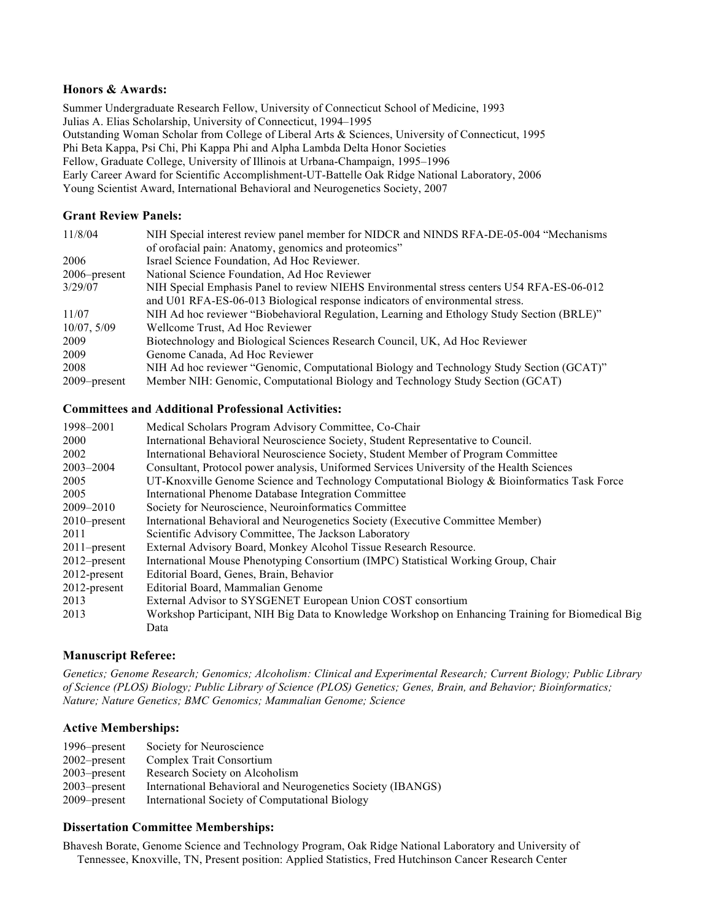**Honors & Awards:**

Summer Undergraduate Research Fellow, University of Connecticut School of Medicine, 1993
Julias A. Elias Scholarship, University of Connecticut, 1994–1995
Outstanding Woman Scholar from College of Liberal Arts & Sciences, University of Connecticut, 1995
Phi Beta Kappa, Psi Chi, Phi Kappa Phi and Alpha Lambda Delta Honor Societies
Fellow, Graduate College, University of Illinois at Urbana-Champaign, 1995–1996
Early Career Award for Scientific Accomplishment-UT-Battelle Oak Ridge National Laboratory, 2006
Young Scientist Award, International Behavioral and Neurogenetics Society, 2007

**Grant Review Panels:**

| | |
|---|---|
| 11/8/04 | NIH Special interest review panel member for NIDCR and NINDS RFA-DE-05-004 "Mechanisms of orofacial pain: Anatomy, genomics and proteomics" |
| 2006 | Israel Science Foundation, Ad Hoc Reviewer. |
| 2006–present | National Science Foundation, Ad Hoc Reviewer |
| 3/29/07 | NIH Special Emphasis Panel to review NIEHS Environmental stress centers U54 RFA-ES-06-012 and U01 RFA-ES-06-013 Biological response indicators of environmental stress. |
| 11/07 | NIH Ad hoc reviewer "Biobehavioral Regulation, Learning and Ethology Study Section (BRLE)" |
| 10/07, 5/09 | Wellcome Trust, Ad Hoc Reviewer |
| 2009 | Biotechnology and Biological Sciences Research Council, UK, Ad Hoc Reviewer |
| 2009 | Genome Canada, Ad Hoc Reviewer |
| 2008 | NIH Ad hoc reviewer "Genomic, Computational Biology and Technology Study Section (GCAT)" |
| 2009–present | Member NIH: Genomic, Computational Biology and Technology Study Section (GCAT) |

**Committees and Additional Professional Activities:**

| | |
|---|---|
| 1998–2001 | Medical Scholars Program Advisory Committee, Co-Chair |
| 2000 | International Behavioral Neuroscience Society, Student Representative to Council. |
| 2002 | International Behavioral Neuroscience Society, Student Member of Program Committee |
| 2003–2004 | Consultant, Protocol power analysis, Uniformed Services University of the Health Sciences |
| 2005 | UT-Knoxville Genome Science and Technology Computational Biology & Bioinformatics Task Force |
| 2005 | International Phenome Database Integration Committee |
| 2009–2010 | Society for Neuroscience, Neuroinformatics Committee |
| 2010–present | International Behavioral and Neurogenetics Society (Executive Committee Member) |
| 2011 | Scientific Advisory Committee, The Jackson Laboratory |
| 2011–present | External Advisory Board, Monkey Alcohol Tissue Research Resource. |
| 2012–present | International Mouse Phenotyping Consortium (IMPC) Statistical Working Group, Chair |
| 2012-present | Editorial Board, Genes, Brain, Behavior |
| 2012-present | Editorial Board, Mammalian Genome |
| 2013 | External Advisor to SYSGENET European Union COST consortium |
| 2013 | Workshop Participant, NIH Big Data to Knowledge Workshop on Enhancing Training for Biomedical Big Data |

**Manuscript Referee:**

*Genetics; Genome Research; Genomics; Alcoholism: Clinical and Experimental Research; Current Biology; Public Library of Science (PLOS) Biology; Public Library of Science (PLOS) Genetics; Genes, Brain, and Behavior; Bioinformatics; Nature; Nature Genetics; BMC Genomics; Mammalian Genome; Science*

**Active Memberships:**

| | |
|---|---|
| 1996–present | Society for Neuroscience |
| 2002–present | Complex Trait Consortium |
| 2003–present | Research Society on Alcoholism |
| 2003–present | International Behavioral and Neurogenetics Society (IBANGS) |
| 2009–present | International Society of Computational Biology |

**Dissertation Committee Memberships:**

Bhavesh Borate, Genome Science and Technology Program, Oak Ridge National Laboratory and University of Tennessee, Knoxville, TN, Present position: Applied Statistics, Fred Hutchinson Cancer Research Center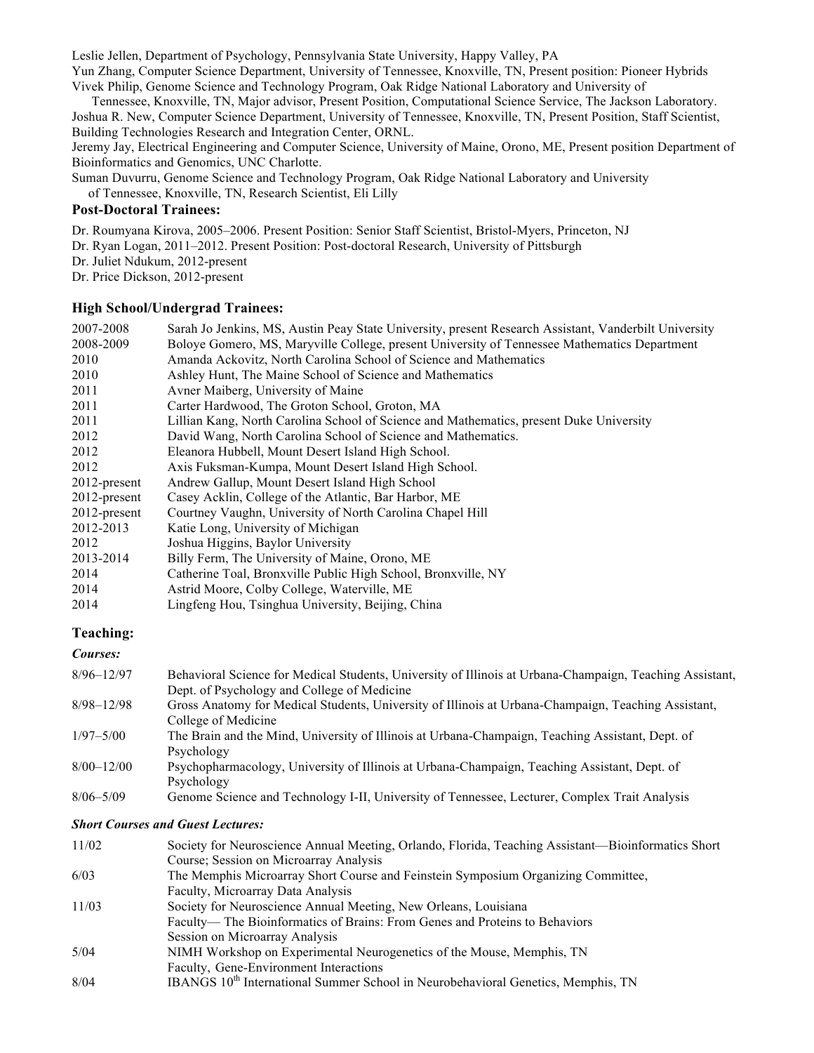Leslie Jellen, Department of Psychology, Pennsylvania State University, Happy Valley, PA
Yun Zhang, Computer Science Department, University of Tennessee, Knoxville, TN, Present position: Pioneer Hybrids
Vivek Philip, Genome Science and Technology Program, Oak Ridge National Laboratory and University of Tennessee, Knoxville, TN, Major advisor, Present Position, Computational Science Service, The Jackson Laboratory.
Joshua R. New, Computer Science Department, University of Tennessee, Knoxville, TN, Present Position, Staff Scientist, Building Technologies Research and Integration Center, ORNL.
Jeremy Jay, Electrical Engineering and Computer Science, University of Maine, Orono, ME, Present position Department of Bioinformatics and Genomics, UNC Charlotte.
Suman Duvurru, Genome Science and Technology Program, Oak Ridge National Laboratory and University of Tennessee, Knoxville, TN, Research Scientist, Eli Lilly

### Post-Doctoral Trainees:

Dr. Roumyana Kirova, 2005–2006. Present Position: Senior Staff Scientist, Bristol-Myers, Princeton, NJ
Dr. Ryan Logan, 2011–2012. Present Position: Post-doctoral Research, University of Pittsburgh
Dr. Juliet Ndukum, 2012-present
Dr. Price Dickson, 2012-present

### High School/Undergrad Trainees:

| | |
|---|---|
| 2007-2008 | Sarah Jo Jenkins, MS, Austin Peay State University, present Research Assistant, Vanderbilt University |
| 2008-2009 | Boloye Gomero, MS, Maryville College, present University of Tennessee Mathematics Department |
| 2010 | Amanda Ackovitz, North Carolina School of Science and Mathematics |
| 2010 | Ashley Hunt, The Maine School of Science and Mathematics |
| 2011 | Avner Maiberg, University of Maine |
| 2011 | Carter Hardwood, The Groton School, Groton, MA |
| 2011 | Lillian Kang, North Carolina School of Science and Mathematics, present Duke University |
| 2012 | David Wang, North Carolina School of Science and Mathematics. |
| 2012 | Eleanora Hubbell, Mount Desert Island High School. |
| 2012 | Axis Fuksman-Kumpa, Mount Desert Island High School. |
| 2012-present | Andrew Gallup, Mount Desert Island High School |
| 2012-present | Casey Acklin, College of the Atlantic, Bar Harbor, ME |
| 2012-present | Courtney Vaughn, University of North Carolina Chapel Hill |
| 2012-2013 | Katie Long, University of Michigan |
| 2012 | Joshua Higgins, Baylor University |
| 2013-2014 | Billy Ferm, The University of Maine, Orono, ME |
| 2014 | Catherine Toal, Bronxville Public High School, Bronxville, NY |
| 2014 | Astrid Moore, Colby College, Waterville, ME |
| 2014 | Lingfeng Hou, Tsinghua University, Beijing, China |

### Teaching:

***Courses:***

| | |
|---|---|
| 8/96–12/97 | Behavioral Science for Medical Students, University of Illinois at Urbana-Champaign, Teaching Assistant, Dept. of Psychology and College of Medicine |
| 8/98–12/98 | Gross Anatomy for Medical Students, University of Illinois at Urbana-Champaign, Teaching Assistant, College of Medicine |
| 1/97–5/00 | The Brain and the Mind, University of Illinois at Urbana-Champaign, Teaching Assistant, Dept. of Psychology |
| 8/00–12/00 | Psychopharmacology, University of Illinois at Urbana-Champaign, Teaching Assistant, Dept. of Psychology |
| 8/06–5/09 | Genome Science and Technology I-II, University of Tennessee, Lecturer, Complex Trait Analysis |

***Short Courses and Guest Lectures:***

| | |
|---|---|
| 11/02 | Society for Neuroscience Annual Meeting, Orlando, Florida, Teaching Assistant—Bioinformatics Short Course; Session on Microarray Analysis |
| 6/03 | The Memphis Microarray Short Course and Feinstein Symposium Organizing Committee, Faculty, Microarray Data Analysis |
| 11/03 | Society for Neuroscience Annual Meeting, New Orleans, Louisiana Faculty— The Bioinformatics of Brains: From Genes and Proteins to Behaviors Session on Microarray Analysis |
| 5/04 | NIMH Workshop on Experimental Neurogenetics of the Mouse, Memphis, TN Faculty, Gene-Environment Interactions |
| 8/04 | IBANGS 10th International Summer School in Neurobehavioral Genetics, Memphis, TN |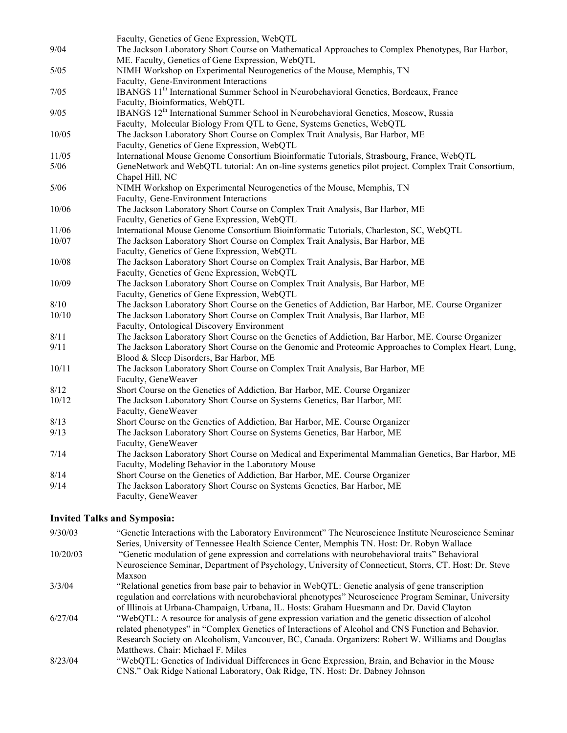| | |
|---|---|
| | Faculty, Genetics of Gene Expression, WebQTL |
| 9/04 | The Jackson Laboratory Short Course on Mathematical Approaches to Complex Phenotypes, Bar Harbor, ME. Faculty, Genetics of Gene Expression, WebQTL |
| 5/05 | NIMH Workshop on Experimental Neurogenetics of the Mouse, Memphis, TN<br>Faculty, Gene-Environment Interactions |
| 7/05 | IBANGS 11th International Summer School in Neurobehavioral Genetics, Bordeaux, France<br>Faculty, Bioinformatics, WebQTL |
| 9/05 | IBANGS 12th International Summer School in Neurobehavioral Genetics, Moscow, Russia<br>Faculty, Molecular Biology From QTL to Gene, Systems Genetics, WebQTL |
| 10/05 | The Jackson Laboratory Short Course on Complex Trait Analysis, Bar Harbor, ME<br>Faculty, Genetics of Gene Expression, WebQTL |
| 11/05 | International Mouse Genome Consortium Bioinformatic Tutorials, Strasbourg, France, WebQTL |
| 5/06 | GeneNetwork and WebQTL tutorial: An on-line systems genetics pilot project. Complex Trait Consortium, Chapel Hill, NC |
| 5/06 | NIMH Workshop on Experimental Neurogenetics of the Mouse, Memphis, TN<br>Faculty, Gene-Environment Interactions |
| 10/06 | The Jackson Laboratory Short Course on Complex Trait Analysis, Bar Harbor, ME<br>Faculty, Genetics of Gene Expression, WebQTL |
| 11/06 | International Mouse Genome Consortium Bioinformatic Tutorials, Charleston, SC, WebQTL |
| 10/07 | The Jackson Laboratory Short Course on Complex Trait Analysis, Bar Harbor, ME<br>Faculty, Genetics of Gene Expression, WebQTL |
| 10/08 | The Jackson Laboratory Short Course on Complex Trait Analysis, Bar Harbor, ME<br>Faculty, Genetics of Gene Expression, WebQTL |
| 10/09 | The Jackson Laboratory Short Course on Complex Trait Analysis, Bar Harbor, ME<br>Faculty, Genetics of Gene Expression, WebQTL |
| 8/10 | The Jackson Laboratory Short Course on the Genetics of Addiction, Bar Harbor, ME. Course Organizer |
| 10/10 | The Jackson Laboratory Short Course on Complex Trait Analysis, Bar Harbor, ME<br>Faculty, Ontological Discovery Environment |
| 8/11 | The Jackson Laboratory Short Course on the Genetics of Addiction, Bar Harbor, ME. Course Organizer |
| 9/11 | The Jackson Laboratory Short Course on the Genomic and Proteomic Approaches to Complex Heart, Lung, Blood & Sleep Disorders, Bar Harbor, ME |
| 10/11 | The Jackson Laboratory Short Course on Complex Trait Analysis, Bar Harbor, ME<br>Faculty, GeneWeaver |
| 8/12 | Short Course on the Genetics of Addiction, Bar Harbor, ME. Course Organizer |
| 10/12 | The Jackson Laboratory Short Course on Systems Genetics, Bar Harbor, ME<br>Faculty, GeneWeaver |
| 8/13 | Short Course on the Genetics of Addiction, Bar Harbor, ME. Course Organizer |
| 9/13 | The Jackson Laboratory Short Course on Systems Genetics, Bar Harbor, ME<br>Faculty, GeneWeaver |
| 7/14 | The Jackson Laboratory Short Course on Medical and Experimental Mammalian Genetics, Bar Harbor, ME<br>Faculty, Modeling Behavior in the Laboratory Mouse |
| 8/14 | Short Course on the Genetics of Addiction, Bar Harbor, ME. Course Organizer |
| 9/14 | The Jackson Laboratory Short Course on Systems Genetics, Bar Harbor, ME<br>Faculty, GeneWeaver |

## Invited Talks and Symposia:

| | |
|---|---|
| 9/30/03 | "Genetic Interactions with the Laboratory Environment" The Neuroscience Institute Neuroscience Seminar Series, University of Tennessee Health Science Center, Memphis TN. Host: Dr. Robyn Wallace |
| 10/20/03 | "Genetic modulation of gene expression and correlations with neurobehavioral traits" Behavioral Neuroscience Seminar, Department of Psychology, University of Connecticut, Storrs, CT. Host: Dr. Steve Maxson |
| 3/3/04 | "Relational genetics from base pair to behavior in WebQTL: Genetic analysis of gene transcription regulation and correlations with neurobehavioral phenotypes" Neuroscience Program Seminar, University of Illinois at Urbana-Champaign, Urbana, IL. Hosts: Graham Huesmann and Dr. David Clayton |
| 6/27/04 | "WebQTL: A resource for analysis of gene expression variation and the genetic dissection of alcohol related phenotypes" in "Complex Genetics of Interactions of Alcohol and CNS Function and Behavior. Research Society on Alcoholism, Vancouver, BC, Canada. Organizers: Robert W. Williams and Douglas Matthews. Chair: Michael F. Miles |
| 8/23/04 | "WebQTL: Genetics of Individual Differences in Gene Expression, Brain, and Behavior in the Mouse CNS." Oak Ridge National Laboratory, Oak Ridge, TN. Host: Dr. Dabney Johnson |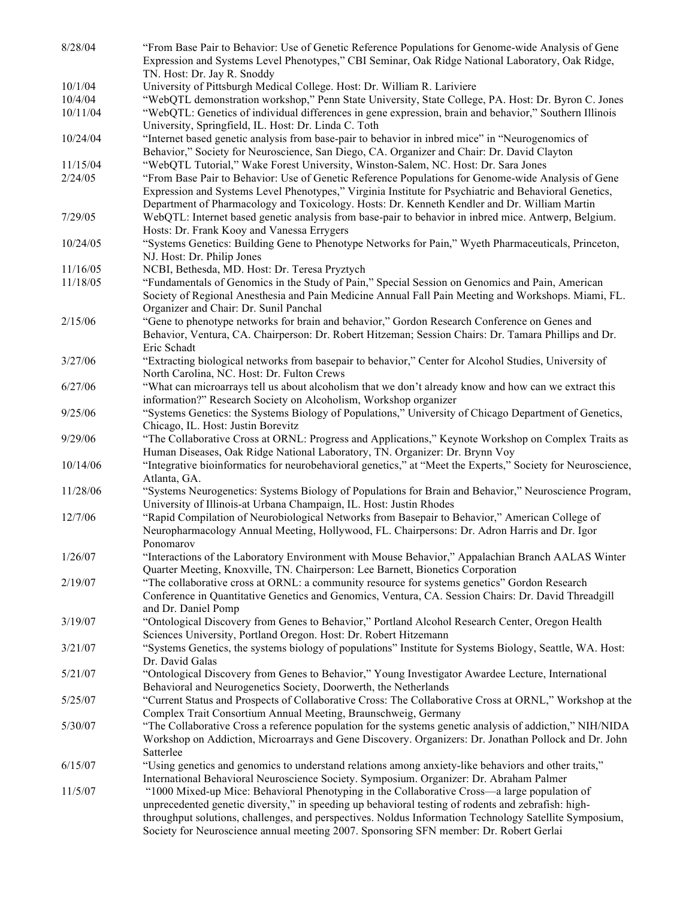| | |
|---|---|
| 8/28/04 | "From Base Pair to Behavior: Use of Genetic Reference Populations for Genome-wide Analysis of Gene Expression and Systems Level Phenotypes," CBI Seminar, Oak Ridge National Laboratory, Oak Ridge, TN. Host: Dr. Jay R. Snoddy |
| 10/1/04 | University of Pittsburgh Medical College. Host: Dr. William R. Lariviere |
| 10/4/04 | "WebQTL demonstration workshop," Penn State University, State College, PA. Host: Dr. Byron C. Jones |
| 10/11/04 | "WebQTL: Genetics of individual differences in gene expression, brain and behavior," Southern Illinois University, Springfield, IL. Host: Dr. Linda C. Toth |
| 10/24/04 | "Internet based genetic analysis from base-pair to behavior in inbred mice" in "Neurogenomics of Behavior," Society for Neuroscience, San Diego, CA. Organizer and Chair: Dr. David Clayton |
| 11/15/04 | "WebQTL Tutorial," Wake Forest University, Winston-Salem, NC. Host: Dr. Sara Jones |
| 2/24/05 | "From Base Pair to Behavior: Use of Genetic Reference Populations for Genome-wide Analysis of Gene Expression and Systems Level Phenotypes," Virginia Institute for Psychiatric and Behavioral Genetics, Department of Pharmacology and Toxicology. Hosts: Dr. Kenneth Kendler and Dr. William Martin |
| 7/29/05 | WebQTL: Internet based genetic analysis from base-pair to behavior in inbred mice. Antwerp, Belgium. Hosts: Dr. Frank Kooy and Vanessa Errygers |
| 10/24/05 | "Systems Genetics: Building Gene to Phenotype Networks for Pain," Wyeth Pharmaceuticals, Princeton, NJ. Host: Dr. Philip Jones |
| 11/16/05 | NCBI, Bethesda, MD. Host: Dr. Teresa Pryztych |
| 11/18/05 | "Fundamentals of Genomics in the Study of Pain," Special Session on Genomics and Pain, American Society of Regional Anesthesia and Pain Medicine Annual Fall Pain Meeting and Workshops. Miami, FL. Organizer and Chair: Dr. Sunil Panchal |
| 2/15/06 | "Gene to phenotype networks for brain and behavior," Gordon Research Conference on Genes and Behavior, Ventura, CA. Chairperson: Dr. Robert Hitzeman; Session Chairs: Dr. Tamara Phillips and Dr. Eric Schadt |
| 3/27/06 | "Extracting biological networks from basepair to behavior," Center for Alcohol Studies, University of North Carolina, NC. Host: Dr. Fulton Crews |
| 6/27/06 | "What can microarrays tell us about alcoholism that we don't already know and how can we extract this information?" Research Society on Alcoholism, Workshop organizer |
| 9/25/06 | "Systems Genetics: the Systems Biology of Populations," University of Chicago Department of Genetics, Chicago, IL. Host: Justin Borevitz |
| 9/29/06 | "The Collaborative Cross at ORNL: Progress and Applications," Keynote Workshop on Complex Traits as Human Diseases, Oak Ridge National Laboratory, TN. Organizer: Dr. Brynn Voy |
| 10/14/06 | "Integrative bioinformatics for neurobehavioral genetics," at "Meet the Experts," Society for Neuroscience, Atlanta, GA. |
| 11/28/06 | "Systems Neurogenetics: Systems Biology of Populations for Brain and Behavior," Neuroscience Program, University of Illinois-at Urbana Champaign, IL. Host: Justin Rhodes |
| 12/7/06 | "Rapid Compilation of Neurobiological Networks from Basepair to Behavior," American College of Neuropharmacology Annual Meeting, Hollywood, FL. Chairpersons: Dr. Adron Harris and Dr. Igor Ponomarov |
| 1/26/07 | "Interactions of the Laboratory Environment with Mouse Behavior," Appalachian Branch AALAS Winter Quarter Meeting, Knoxville, TN. Chairperson: Lee Barnett, Bionetics Corporation |
| 2/19/07 | "The collaborative cross at ORNL: a community resource for systems genetics" Gordon Research Conference in Quantitative Genetics and Genomics, Ventura, CA. Session Chairs: Dr. David Threadgill and Dr. Daniel Pomp |
| 3/19/07 | "Ontological Discovery from Genes to Behavior," Portland Alcohol Research Center, Oregon Health Sciences University, Portland Oregon. Host: Dr. Robert Hitzemann |
| 3/21/07 | "Systems Genetics, the systems biology of populations" Institute for Systems Biology, Seattle, WA. Host: Dr. David Galas |
| 5/21/07 | "Ontological Discovery from Genes to Behavior," Young Investigator Awardee Lecture, International Behavioral and Neurogenetics Society, Doorwerth, the Netherlands |
| 5/25/07 | "Current Status and Prospects of Collaborative Cross: The Collaborative Cross at ORNL," Workshop at the Complex Trait Consortium Annual Meeting, Braunschweig, Germany |
| 5/30/07 | "The Collaborative Cross a reference population for the systems genetic analysis of addiction," NIH/NIDA Workshop on Addiction, Microarrays and Gene Discovery. Organizers: Dr. Jonathan Pollock and Dr. John Satterlee |
| 6/15/07 | "Using genetics and genomics to understand relations among anxiety-like behaviors and other traits," International Behavioral Neuroscience Society. Symposium. Organizer: Dr. Abraham Palmer |
| 11/5/07 | "1000 Mixed-up Mice: Behavioral Phenotyping in the Collaborative Cross—a large population of unprecedented genetic diversity," in speeding up behavioral testing of rodents and zebrafish: high-throughput solutions, challenges, and perspectives. Noldus Information Technology Satellite Symposium, Society for Neuroscience annual meeting 2007. Sponsoring SFN member: Dr. Robert Gerlai |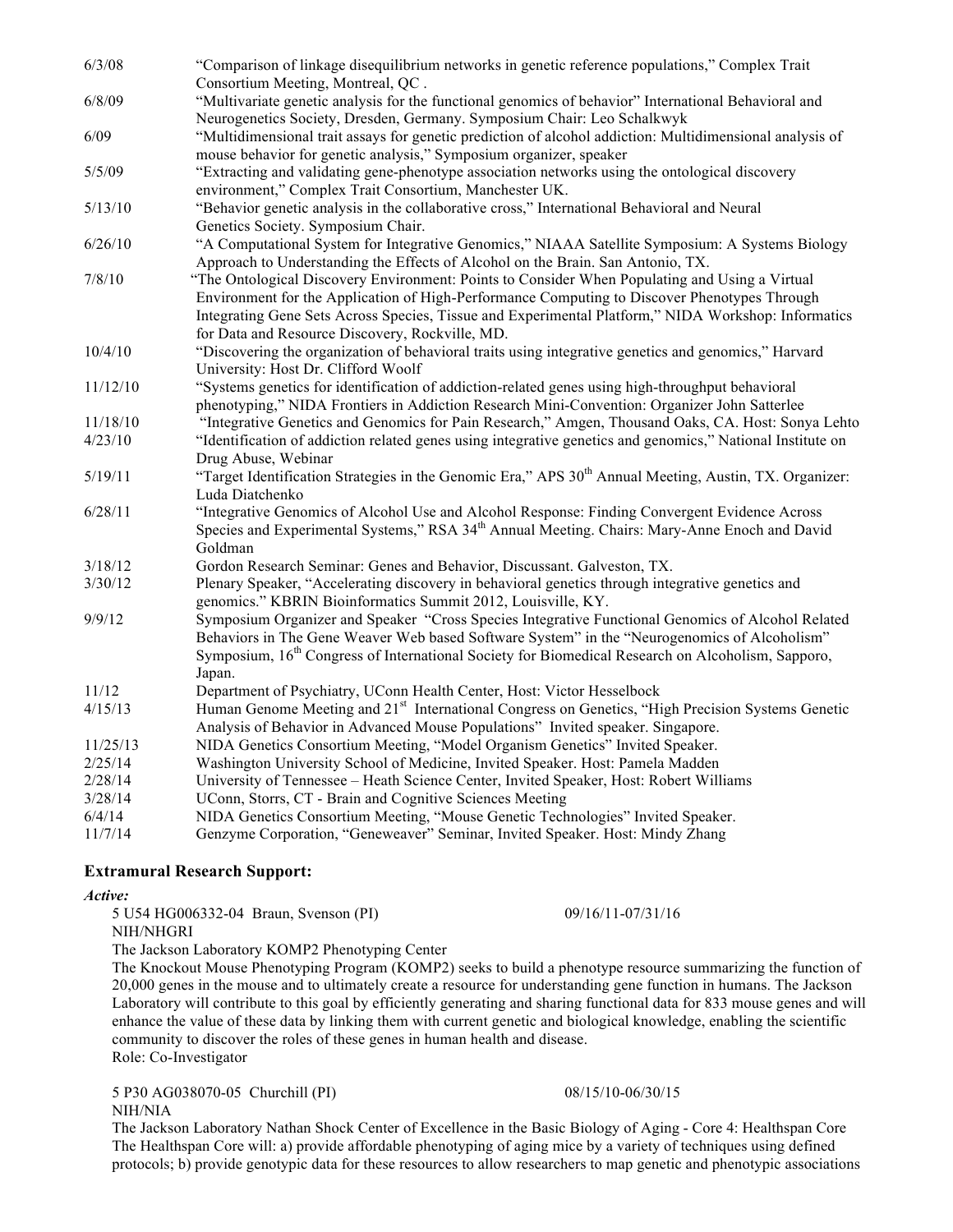| | |
|---|---|
| 6/3/08 | "Comparison of linkage disequilibrium networks in genetic reference populations," Complex Trait Consortium Meeting, Montreal, QC . |
| 6/8/09 | "Multivariate genetic analysis for the functional genomics of behavior" International Behavioral and Neurogenetics Society, Dresden, Germany. Symposium Chair: Leo Schalkwyk |
| 6/09 | "Multidimensional trait assays for genetic prediction of alcohol addiction: Multidimensional analysis of mouse behavior for genetic analysis," Symposium organizer, speaker |
| 5/5/09 | "Extracting and validating gene-phenotype association networks using the ontological discovery environment," Complex Trait Consortium, Manchester UK. |
| 5/13/10 | "Behavior genetic analysis in the collaborative cross," International Behavioral and Neural Genetics Society. Symposium Chair. |
| 6/26/10 | "A Computational System for Integrative Genomics," NIAAA Satellite Symposium: A Systems Biology Approach to Understanding the Effects of Alcohol on the Brain. San Antonio, TX. |
| 7/8/10 | "The Ontological Discovery Environment: Points to Consider When Populating and Using a Virtual Environment for the Application of High-Performance Computing to Discover Phenotypes Through Integrating Gene Sets Across Species, Tissue and Experimental Platform," NIDA Workshop: Informatics for Data and Resource Discovery, Rockville, MD. |
| 10/4/10 | "Discovering the organization of behavioral traits using integrative genetics and genomics," Harvard University: Host Dr. Clifford Woolf |
| 11/12/10 | "Systems genetics for identification of addiction-related genes using high-throughput behavioral phenotyping," NIDA Frontiers in Addiction Research Mini-Convention: Organizer John Satterlee |
| 11/18/10 | "Integrative Genetics and Genomics for Pain Research," Amgen, Thousand Oaks, CA. Host: Sonya Lehto |
| 4/23/10 | "Identification of addiction related genes using integrative genetics and genomics," National Institute on Drug Abuse, Webinar |
| 5/19/11 | "Target Identification Strategies in the Genomic Era," APS 30th Annual Meeting, Austin, TX. Organizer: Luda Diatchenko |
| 6/28/11 | "Integrative Genomics of Alcohol Use and Alcohol Response: Finding Convergent Evidence Across Species and Experimental Systems," RSA 34th Annual Meeting. Chairs: Mary-Anne Enoch and David Goldman |
| 3/18/12 | Gordon Research Seminar: Genes and Behavior, Discussant. Galveston, TX. |
| 3/30/12 | Plenary Speaker, "Accelerating discovery in behavioral genetics through integrative genetics and genomics." KBRIN Bioinformatics Summit 2012, Louisville, KY. |
| 9/9/12 | Symposium Organizer and Speaker "Cross Species Integrative Functional Genomics of Alcohol Related Behaviors in The Gene Weaver Web based Software System" in the "Neurogenomics of Alcoholism" Symposium, 16th Congress of International Society for Biomedical Research on Alcoholism, Sapporo, Japan. |
| 11/12 | Department of Psychiatry, UConn Health Center, Host: Victor Hesselbock |
| 4/15/13 | Human Genome Meeting and 21st International Congress on Genetics, "High Precision Systems Genetic Analysis of Behavior in Advanced Mouse Populations" Invited speaker. Singapore. |
| 11/25/13 | NIDA Genetics Consortium Meeting, "Model Organism Genetics" Invited Speaker. |
| 2/25/14 | Washington University School of Medicine, Invited Speaker. Host: Pamela Madden |
| 2/28/14 | University of Tennessee – Heath Science Center, Invited Speaker, Host: Robert Williams |
| 3/28/14 | UConn, Storrs, CT - Brain and Cognitive Sciences Meeting |
| 6/4/14 | NIDA Genetics Consortium Meeting, "Mouse Genetic Technologies" Invited Speaker. |
| 11/7/14 | Genzyme Corporation, "Geneweaver" Seminar, Invited Speaker. Host: Mindy Zhang |

## Extramural Research Support:

***Active:***

5 U54 HG006332-04 Braun, Svenson (PI) 09/16/11-07/31/16
NIH/NHGRI
The Jackson Laboratory KOMP2 Phenotyping Center
The Knockout Mouse Phenotyping Program (KOMP2) seeks to build a phenotype resource summarizing the function of 20,000 genes in the mouse and to ultimately create a resource for understanding gene function in humans. The Jackson Laboratory will contribute to this goal by efficiently generating and sharing functional data for 833 mouse genes and will enhance the value of these data by linking them with current genetic and biological knowledge, enabling the scientific community to discover the roles of these genes in human health and disease.
Role: Co-Investigator

5 P30 AG038070-05 Churchill (PI) 08/15/10-06/30/15
NIH/NIA
The Jackson Laboratory Nathan Shock Center of Excellence in the Basic Biology of Aging - Core 4: Healthspan Core
The Healthspan Core will: a) provide affordable phenotyping of aging mice by a variety of techniques using defined protocols; b) provide genotypic data for these resources to allow researchers to map genetic and phenotypic associations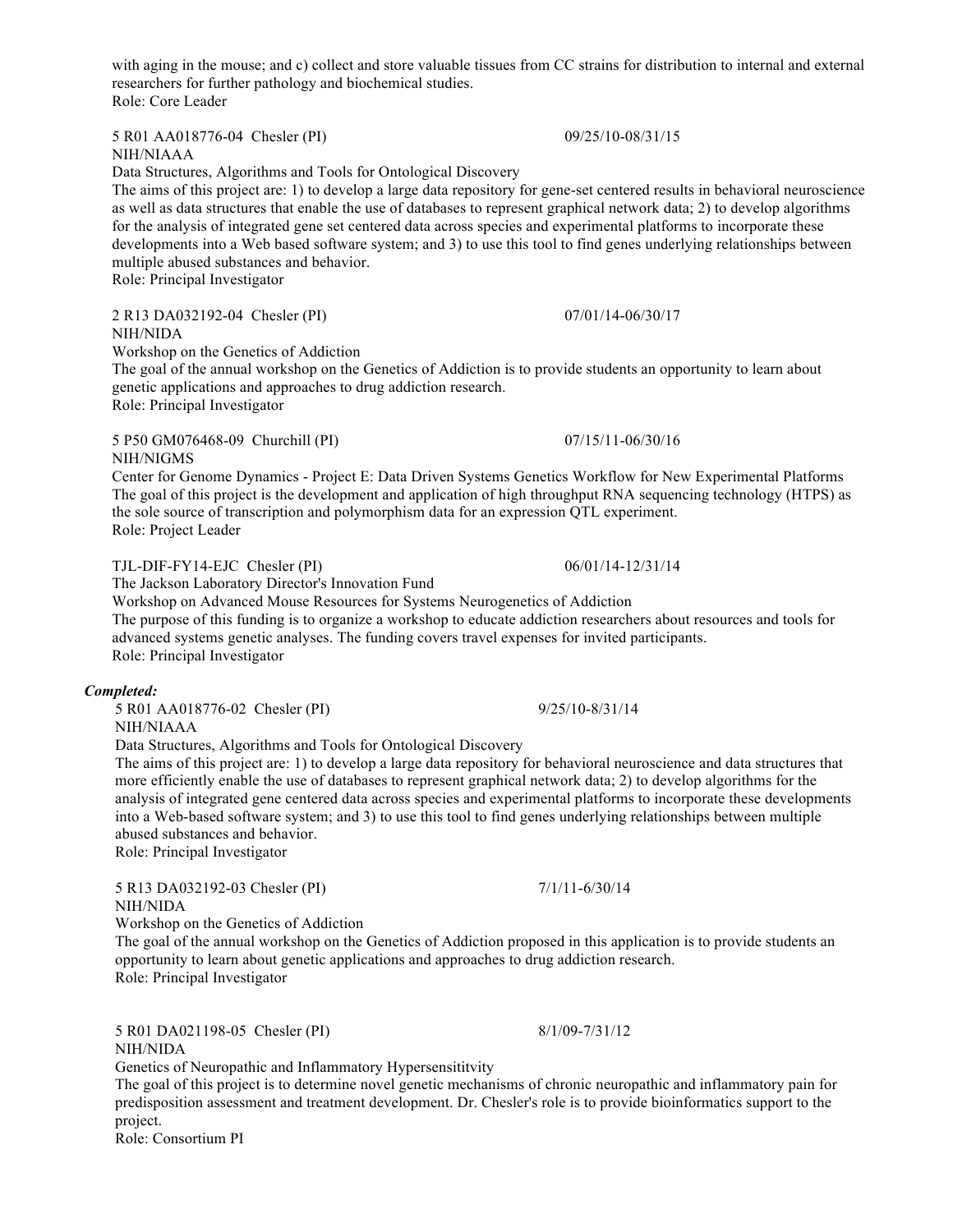with aging in the mouse; and c) collect and store valuable tissues from CC strains for distribution to internal and external researchers for further pathology and biochemical studies.
Role: Core Leader

5 R01 AA018776-04 Chesler (PI) 09/25/10-08/31/15
NIH/NIAAA
Data Structures, Algorithms and Tools for Ontological Discovery
The aims of this project are: 1) to develop a large data repository for gene-set centered results in behavioral neuroscience as well as data structures that enable the use of databases to represent graphical network data; 2) to develop algorithms for the analysis of integrated gene set centered data across species and experimental platforms to incorporate these developments into a Web based software system; and 3) to use this tool to find genes underlying relationships between multiple abused substances and behavior.
Role: Principal Investigator

2 R13 DA032192-04 Chesler (PI) 07/01/14-06/30/17
NIH/NIDA
Workshop on the Genetics of Addiction
The goal of the annual workshop on the Genetics of Addiction is to provide students an opportunity to learn about genetic applications and approaches to drug addiction research.
Role: Principal Investigator

5 P50 GM076468-09 Churchill (PI) 07/15/11-06/30/16
NIH/NIGMS
Center for Genome Dynamics - Project E: Data Driven Systems Genetics Workflow for New Experimental Platforms
The goal of this project is the development and application of high throughput RNA sequencing technology (HTPS) as the sole source of transcription and polymorphism data for an expression QTL experiment.
Role: Project Leader

TJL-DIF-FY14-EJC Chesler (PI) 06/01/14-12/31/14
The Jackson Laboratory Director's Innovation Fund
Workshop on Advanced Mouse Resources for Systems Neurogenetics of Addiction
The purpose of this funding is to organize a workshop to educate addiction researchers about resources and tools for advanced systems genetic analyses. The funding covers travel expenses for invited participants.
Role: Principal Investigator

***Completed:***

5 R01 AA018776-02 Chesler (PI) 9/25/10-8/31/14
NIH/NIAAA
Data Structures, Algorithms and Tools for Ontological Discovery
The aims of this project are: 1) to develop a large data repository for behavioral neuroscience and data structures that more efficiently enable the use of databases to represent graphical network data; 2) to develop algorithms for the analysis of integrated gene centered data across species and experimental platforms to incorporate these developments into a Web-based software system; and 3) to use this tool to find genes underlying relationships between multiple abused substances and behavior.
Role: Principal Investigator

5 R13 DA032192-03 Chesler (PI) 7/1/11-6/30/14
NIH/NIDA
Workshop on the Genetics of Addiction
The goal of the annual workshop on the Genetics of Addiction proposed in this application is to provide students an opportunity to learn about genetic applications and approaches to drug addiction research.
Role: Principal Investigator

5 R01 DA021198-05 Chesler (PI) 8/1/09-7/31/12
NIH/NIDA
Genetics of Neuropathic and Inflammatory Hypersensititvity
The goal of this project is to determine novel genetic mechanisms of chronic neuropathic and inflammatory pain for predisposition assessment and treatment development. Dr. Chesler's role is to provide bioinformatics support to the project.
Role: Consortium PI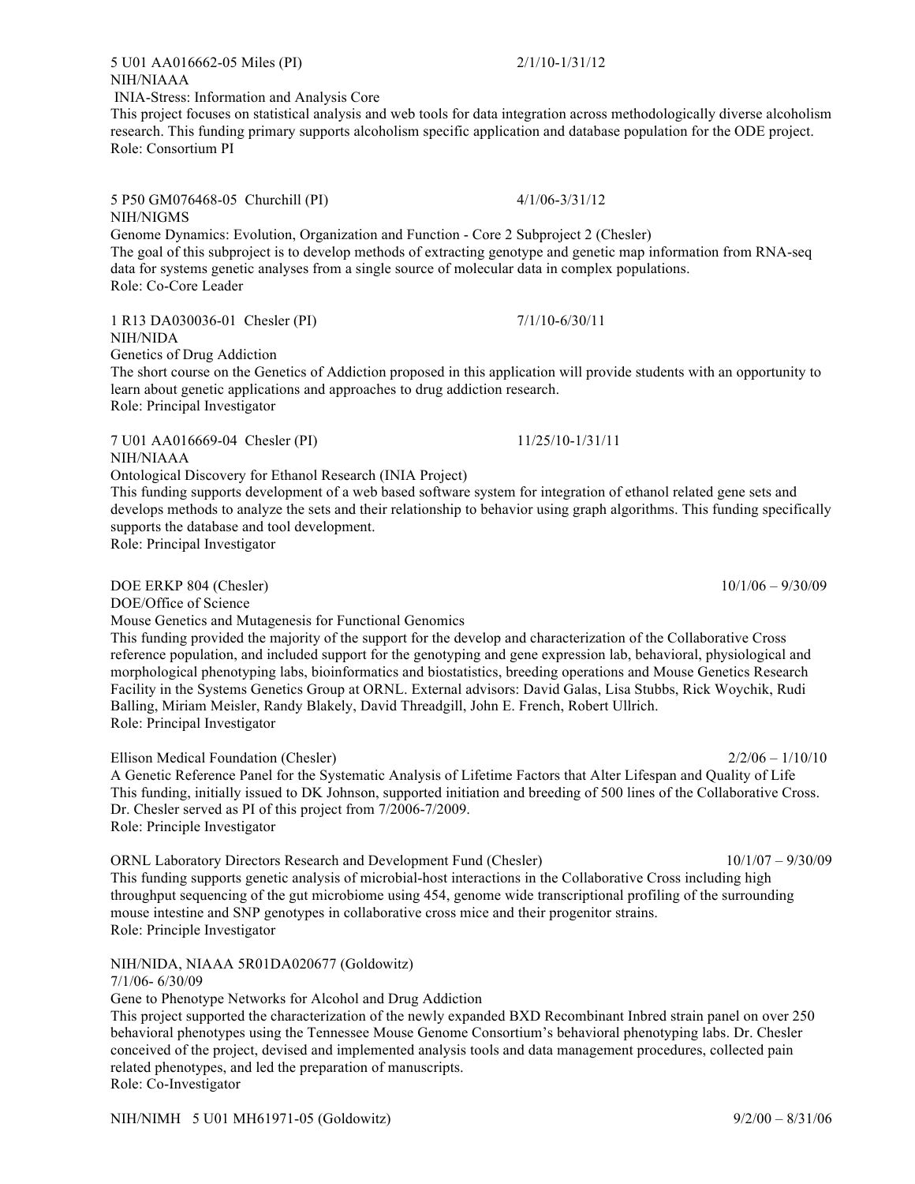5 U01 AA016662-05 Miles (PI) 2/1/10-1/31/12
NIH/NIAAA
INIA-Stress: Information and Analysis Core
This project focuses on statistical analysis and web tools for data integration across methodologically diverse alcoholism research. This funding primary supports alcoholism specific application and database population for the ODE project.
Role: Consortium PI

5 P50 GM076468-05 Churchill (PI) 4/1/06-3/31/12
NIH/NIGMS
Genome Dynamics: Evolution, Organization and Function - Core 2 Subproject 2 (Chesler)
The goal of this subproject is to develop methods of extracting genotype and genetic map information from RNA-seq data for systems genetic analyses from a single source of molecular data in complex populations.
Role: Co-Core Leader

1 R13 DA030036-01 Chesler (PI) 7/1/10-6/30/11
NIH/NIDA
Genetics of Drug Addiction
The short course on the Genetics of Addiction proposed in this application will provide students with an opportunity to learn about genetic applications and approaches to drug addiction research.
Role: Principal Investigator

7 U01 AA016669-04 Chesler (PI) 11/25/10-1/31/11
NIH/NIAAA
Ontological Discovery for Ethanol Research (INIA Project)
This funding supports development of a web based software system for integration of ethanol related gene sets and develops methods to analyze the sets and their relationship to behavior using graph algorithms. This funding specifically supports the database and tool development.
Role: Principal Investigator

DOE ERKP 804 (Chesler) 10/1/06 – 9/30/09
DOE/Office of Science
Mouse Genetics and Mutagenesis for Functional Genomics
This funding provided the majority of the support for the develop and characterization of the Collaborative Cross reference population, and included support for the genotyping and gene expression lab, behavioral, physiological and morphological phenotyping labs, bioinformatics and biostatistics, breeding operations and Mouse Genetics Research Facility in the Systems Genetics Group at ORNL. External advisors: David Galas, Lisa Stubbs, Rick Woychik, Rudi Balling, Miriam Meisler, Randy Blakely, David Threadgill, John E. French, Robert Ullrich.
Role: Principal Investigator

Ellison Medical Foundation (Chesler) 2/2/06 – 1/10/10
A Genetic Reference Panel for the Systematic Analysis of Lifetime Factors that Alter Lifespan and Quality of Life
This funding, initially issued to DK Johnson, supported initiation and breeding of 500 lines of the Collaborative Cross. Dr. Chesler served as PI of this project from 7/2006-7/2009.
Role: Principle Investigator

ORNL Laboratory Directors Research and Development Fund (Chesler) 10/1/07 – 9/30/09
This funding supports genetic analysis of microbial-host interactions in the Collaborative Cross including high throughput sequencing of the gut microbiome using 454, genome wide transcriptional profiling of the surrounding mouse intestine and SNP genotypes in collaborative cross mice and their progenitor strains.
Role: Principle Investigator

NIH/NIDA, NIAAA 5R01DA020677 (Goldowitz)
7/1/06- 6/30/09
Gene to Phenotype Networks for Alcohol and Drug Addiction
This project supported the characterization of the newly expanded BXD Recombinant Inbred strain panel on over 250 behavioral phenotypes using the Tennessee Mouse Genome Consortium's behavioral phenotyping labs. Dr. Chesler conceived of the project, devised and implemented analysis tools and data management procedures, collected pain related phenotypes, and led the preparation of manuscripts.
Role: Co-Investigator

NIH/NIMH 5 U01 MH61971-05 (Goldowitz) 9/2/00 – 8/31/06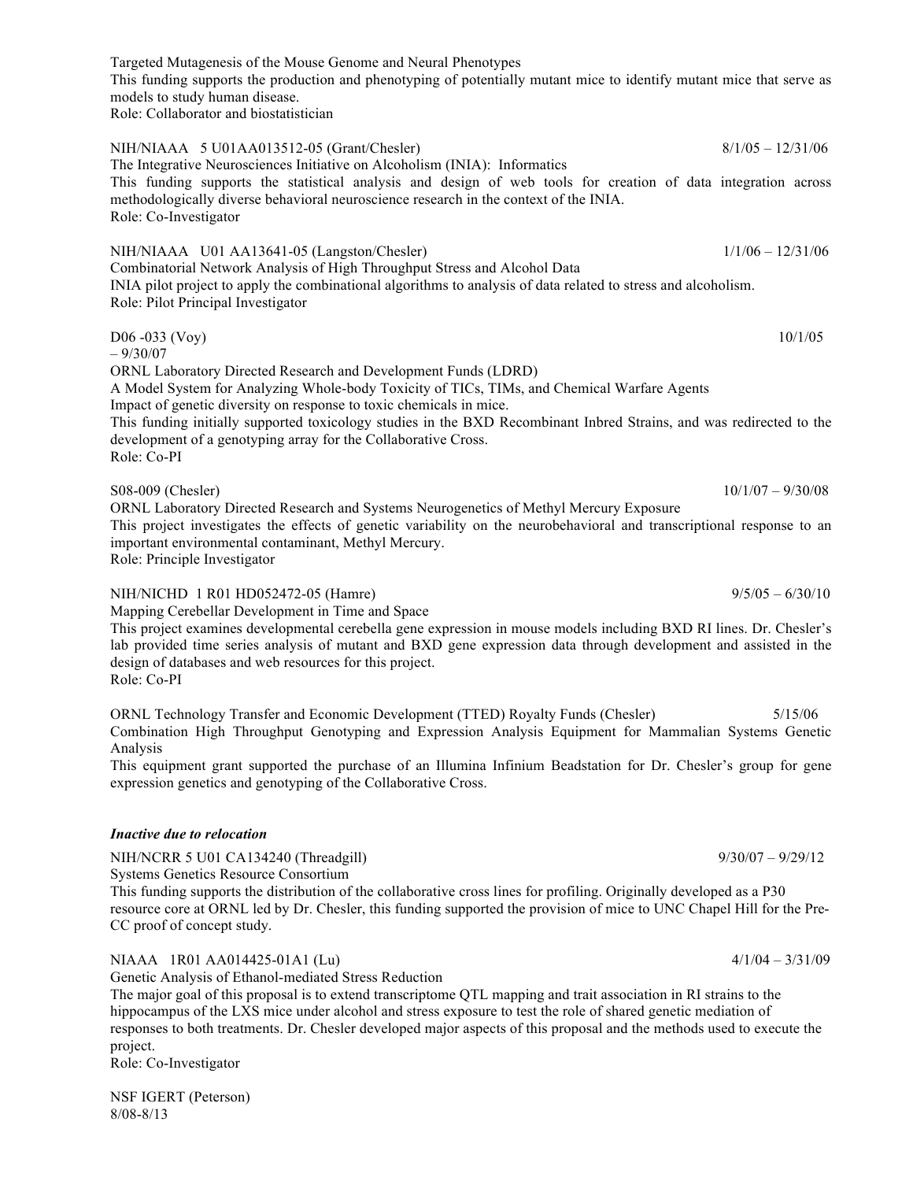Targeted Mutagenesis of the Mouse Genome and Neural Phenotypes
This funding supports the production and phenotyping of potentially mutant mice to identify mutant mice that serve as models to study human disease.
Role: Collaborator and biostatistician

NIH/NIAAA 5 U01AA013512-05 (Grant/Chesler) 8/1/05 – 12/31/06
The Integrative Neurosciences Initiative on Alcoholism (INIA): Informatics
This funding supports the statistical analysis and design of web tools for creation of data integration across methodologically diverse behavioral neuroscience research in the context of the INIA.
Role: Co-Investigator

NIH/NIAAA U01 AA13641-05 (Langston/Chesler) 1/1/06 – 12/31/06
Combinatorial Network Analysis of High Throughput Stress and Alcohol Data
INIA pilot project to apply the combinational algorithms to analysis of data related to stress and alcoholism.
Role: Pilot Principal Investigator

D06 -033 (Voy) 10/1/05 – 9/30/07
ORNL Laboratory Directed Research and Development Funds (LDRD)
A Model System for Analyzing Whole-body Toxicity of TICs, TIMs, and Chemical Warfare Agents
Impact of genetic diversity on response to toxic chemicals in mice.
This funding initially supported toxicology studies in the BXD Recombinant Inbred Strains, and was redirected to the development of a genotyping array for the Collaborative Cross.
Role: Co-PI

S08-009 (Chesler) 10/1/07 – 9/30/08
ORNL Laboratory Directed Research and Systems Neurogenetics of Methyl Mercury Exposure
This project investigates the effects of genetic variability on the neurobehavioral and transcriptional response to an important environmental contaminant, Methyl Mercury.
Role: Principle Investigator

NIH/NICHD 1 R01 HD052472-05 (Hamre) 9/5/05 – 6/30/10
Mapping Cerebellar Development in Time and Space
This project examines developmental cerebella gene expression in mouse models including BXD RI lines. Dr. Chesler's lab provided time series analysis of mutant and BXD gene expression data through development and assisted in the design of databases and web resources for this project.
Role: Co-PI

ORNL Technology Transfer and Economic Development (TTED) Royalty Funds (Chesler) 5/15/06
Combination High Throughput Genotyping and Expression Analysis Equipment for Mammalian Systems Genetic Analysis
This equipment grant supported the purchase of an Illumina Infinium Beadstation for Dr. Chesler's group for gene expression genetics and genotyping of the Collaborative Cross.

***Inactive due to relocation***

NIH/NCRR 5 U01 CA134240 (Threadgill) 9/30/07 – 9/29/12
Systems Genetics Resource Consortium
This funding supports the distribution of the collaborative cross lines for profiling. Originally developed as a P30 resource core at ORNL led by Dr. Chesler, this funding supported the provision of mice to UNC Chapel Hill for the Pre-CC proof of concept study.

NIAAA 1R01 AA014425-01A1 (Lu) 4/1/04 – 3/31/09
Genetic Analysis of Ethanol-mediated Stress Reduction
The major goal of this proposal is to extend transcriptome QTL mapping and trait association in RI strains to the hippocampus of the LXS mice under alcohol and stress exposure to test the role of shared genetic mediation of responses to both treatments. Dr. Chesler developed major aspects of this proposal and the methods used to execute the project.
Role: Co-Investigator

NSF IGERT (Peterson)
8/08-8/13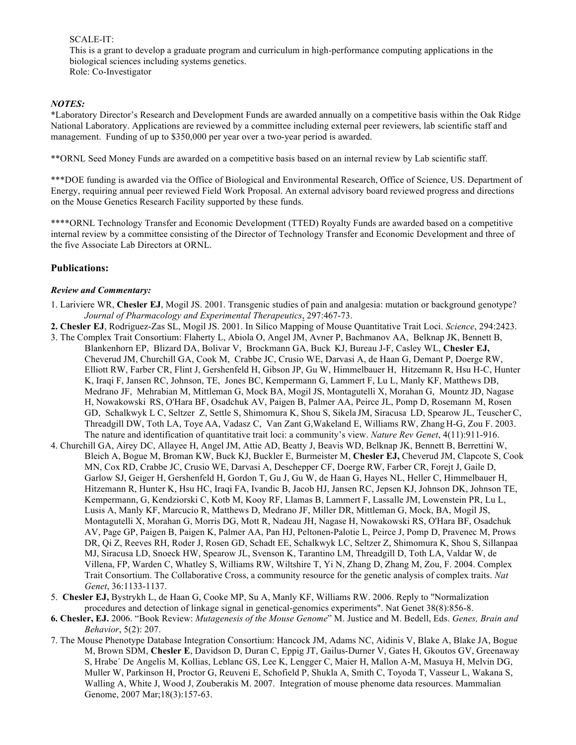SCALE-IT:
This is a grant to develop a graduate program and curriculum in high-performance computing applications in the biological sciences including systems genetics.
Role: Co-Investigator

***NOTES:***
*Laboratory Director's Research and Development Funds are awarded annually on a competitive basis within the Oak Ridge National Laboratory. Applications are reviewed by a committee including external peer reviewers, lab scientific staff and management. Funding of up to $350,000 per year over a two-year period is awarded.

**ORNL Seed Money Funds are awarded on a competitive basis based on an internal review by Lab scientific staff.

***DOE funding is awarded via the Office of Biological and Environmental Research, Office of Science, US. Department of Energy, requiring annual peer reviewed Field Work Proposal. An external advisory board reviewed progress and directions on the Mouse Genetics Research Facility supported by these funds.

****ORNL Technology Transfer and Economic Development (TTED) Royalty Funds are awarded based on a competitive internal review by a committee consisting of the Director of Technology Transfer and Economic Development and three of the five Associate Lab Directors at ORNL.

## Publications:

### *Review and Commentary:*

1. Lariviere WR, **Chesler EJ**, Mogil JS. 2001. Transgenic studies of pain and analgesia: mutation or background genotype? *Journal of Pharmacology and Experimental Therapeutics*, 297:467-73.
2. **Chesler EJ**, Rodriguez-Zas SL, Mogil JS. 2001. In Silico Mapping of Mouse Quantitative Trait Loci. *Science*, 294:2423.
3. The Complex Trait Consortium: Flaherty L, Abiola O, Angel JM, Avner P, Bachmanov AA, Belknap JK, Bennett B, Blankenhorn EP, Blizard DA, Bolivar V, Brockmann GA, Buck KJ, Bureau J-F, Casley WL, **Chesler EJ,** Cheverud JM, Churchill GA, Cook M, Crabbe JC, Crusio WE, Darvasi A, de Haan G, Demant P, Doerge RW, Elliott RW, Farber CR, Flint J, Gershenfeld H, Gibson JP, Gu W, Himmelbauer H, Hitzemann R, Hsu H-C, Hunter K, Iraqi F, Jansen RC, Johnson, TE, Jones BC, Kempermann G, Lammert F, Lu L, Manly KF, Matthews DB, Medrano JF, Mehrabian M, Mittleman G, Mock BA, Mogil JS, Montagutelli X, Morahan G, Mountz JD, Nagase H, Nowakowski RS, O'Hara BF, Osadchuk AV, Paigen B, Palmer AA, Peirce JL, Pomp D, Rosemann M, Rosen GD, Schalkwyk L C, Seltzer Z, Settle S, Shimomura K, Shou S, Sikela JM, Siracusa LD, Spearow JL, Teuscher C, Threadgill DW, Toth LA, Toye AA, Vadasz C, Van Zant G,Wakeland E, Williams RW, Zhang H-G, Zou F. 2003. The nature and identification of quantitative trait loci: a community's view. *Nature Rev Genet*, 4(11):911-916.
4. Churchill GA, Airey DC, Allayee H, Angel JM, Attie AD, Beatty J, Beavis WD, Belknap JK, Bennett B, Berrettini W, Bleich A, Bogue M, Broman KW, Buck KJ, Buckler E, Burmeister M, **Chesler EJ,** Cheverud JM, Clapcote S, Cook MN, Cox RD, Crabbe JC, Crusio WE, Darvasi A, Deschepper CF, Doerge RW, Farber CR, Forejt J, Gaile D, Garlow SJ, Geiger H, Gershenfeld H, Gordon T, Gu J, Gu W, de Haan G, Hayes NL, Heller C, Himmelbauer H, Hitzemann R, Hunter K, Hsu HC, Iraqi FA, Ivandic B, Jacob HJ, Jansen RC, Jepsen KJ, Johnson DK, Johnson TE, Kempermann, G, Kendziorski C, Kotb M, Kooy RF, Llamas B, Lammert F, Lassalle JM, Lowenstein PR, Lu L, Lusis A, Manly KF, Marcucio R, Matthews D, Medrano JF, Miller DR, Mittleman G, Mock, BA, Mogil JS, Montagutelli X, Morahan G, Morris DG, Mott R, Nadeau JH, Nagase H, Nowakowski RS, O'Hara BF, Osadchuk AV, Page GP, Paigen B, Paigen K, Palmer AA, Pan HJ, Peltonen-Palotie L, Peirce J, Pomp D, Pravenec M, Prows DR, Qi Z, Reeves RH, Roder J, Rosen GD, Schadt EE, Schalkwyk LC, Seltzer Z, Shimomura K, Shou S, Sillanpaa MJ, Siracusa LD, Snoeck HW, Spearow JL, Svenson K, Tarantino LM, Threadgill D, Toth LA, Valdar W, de Villena, FP, Warden C, Whatley S, Williams RW, Wiltshire T, Yi N, Zhang D, Zhang M, Zou, F. 2004. Complex Trait Consortium. The Collaborative Cross, a community resource for the genetic analysis of complex traits. *Nat Genet*, 36:1133-1137.
5. **Chesler EJ,** Bystrykh L, de Haan G, Cooke MP, Su A, Manly KF, Williams RW. 2006. Reply to "Normalization procedures and detection of linkage signal in genetical-genomics experiments". Nat Genet 38(8):856-8.
6. **Chesler, EJ.** 2006. "Book Review: *Mutagenesis of the Mouse Genome*" M. Justice and M. Bedell, Eds. *Genes, Brain and Behavior*, 5(2): 207.
7. The Mouse Phenotype Database Integration Consortium: Hancock JM, Adams NC, Aidinis V, Blake A, Blake JA, Bogue M, Brown SDM, **Chesler E**, Davidson D, Duran C, Eppig JT, Gailus-Durner V, Gates H, Gkoutos GV, Greenaway S, Hrabe´ De Angelis M, Kollias, Leblanc GS, Lee K, Lengger C, Maier H, Mallon A-M, Masuya H, Melvin DG, Muller W, Parkinson H, Proctor G, Reuveni E, Schofield P, Shukla A, Smith C, Toyoda T, Vasseur L, Wakana S, Walling A, White J, Wood J, Zouberakis M. 2007. Integration of mouse phenome data resources. Mammalian Genome, 2007 Mar;18(3):157-63.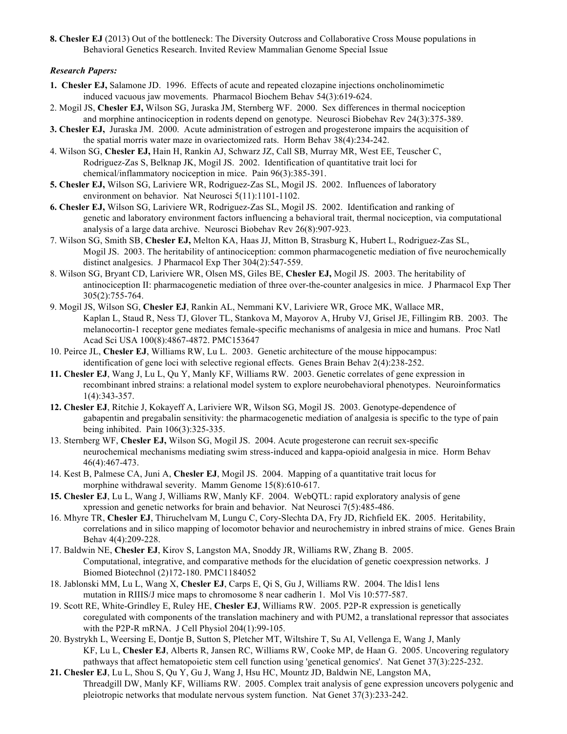**8. Chesler EJ** (2013) Out of the bottleneck: The Diversity Outcross and Collaborative Cross Mouse populations in Behavioral Genetics Research. Invited Review Mammalian Genome Special Issue

***Research Papers:***

**1. Chesler EJ,** Salamone JD. 1996. Effects of acute and repeated clozapine injections oncholinomimetic induced vacuous jaw movements. Pharmacol Biochem Behav 54(3):619-624.

2. Mogil JS, **Chesler EJ,** Wilson SG, Juraska JM, Sternberg WF. 2000. Sex differences in thermal nociception and morphine antinociception in rodents depend on genotype. Neurosci Biobehav Rev 24(3):375-389.

**3. Chesler EJ,** Juraska JM. 2000. Acute administration of estrogen and progesterone impairs the acquisition of the spatial morris water maze in ovariectomized rats. Horm Behav 38(4):234-242.

4. Wilson SG, **Chesler EJ,** Hain H, Rankin AJ, Schwarz JZ, Call SB, Murray MR, West EE, Teuscher C, Rodriguez-Zas S, Belknap JK, Mogil JS. 2002. Identification of quantitative trait loci for chemical/inflammatory nociception in mice. Pain 96(3):385-391.

**5. Chesler EJ,** Wilson SG, Lariviere WR, Rodriguez-Zas SL, Mogil JS. 2002. Influences of laboratory environment on behavior. Nat Neurosci 5(11):1101-1102.

**6. Chesler EJ,** Wilson SG, Lariviere WR, Rodriguez-Zas SL, Mogil JS. 2002. Identification and ranking of genetic and laboratory environment factors influencing a behavioral trait, thermal nociception, via computational analysis of a large data archive. Neurosci Biobehav Rev 26(8):907-923.

7. Wilson SG, Smith SB, **Chesler EJ,** Melton KA, Haas JJ, Mitton B, Strasburg K, Hubert L, Rodriguez-Zas SL, Mogil JS. 2003. The heritability of antinociception: common pharmacogenetic mediation of five neurochemically distinct analgesics. J Pharmacol Exp Ther 304(2):547-559.

8. Wilson SG, Bryant CD, Lariviere WR, Olsen MS, Giles BE, **Chesler EJ,** Mogil JS. 2003. The heritability of antinociception II: pharmacogenetic mediation of three over-the-counter analgesics in mice. J Pharmacol Exp Ther 305(2):755-764.

9. Mogil JS, Wilson SG, **Chesler EJ**, Rankin AL, Nemmani KV, Lariviere WR, Groce MK, Wallace MR, Kaplan L, Staud R, Ness TJ, Glover TL, Stankova M, Mayorov A, Hruby VJ, Grisel JE, Fillingim RB. 2003. The melanocortin-1 receptor gene mediates female-specific mechanisms of analgesia in mice and humans. Proc Natl Acad Sci USA 100(8):4867-4872. PMC153647

10. Peirce JL, **Chesler EJ**, Williams RW, Lu L. 2003. Genetic architecture of the mouse hippocampus: identification of gene loci with selective regional effects. Genes Brain Behav 2(4):238-252.

**11. Chesler EJ**, Wang J, Lu L, Qu Y, Manly KF, Williams RW. 2003. Genetic correlates of gene expression in recombinant inbred strains: a relational model system to explore neurobehavioral phenotypes. Neuroinformatics 1(4):343-357.

**12. Chesler EJ**, Ritchie J, Kokayeff A, Lariviere WR, Wilson SG, Mogil JS. 2003. Genotype-dependence of gabapentin and pregabalin sensitivity: the pharmacogenetic mediation of analgesia is specific to the type of pain being inhibited. Pain 106(3):325-335.

13. Sternberg WF, **Chesler EJ,** Wilson SG, Mogil JS. 2004. Acute progesterone can recruit sex-specific neurochemical mechanisms mediating swim stress-induced and kappa-opioid analgesia in mice. Horm Behav 46(4):467-473.

14. Kest B, Palmese CA, Juni A, **Chesler EJ**, Mogil JS. 2004. Mapping of a quantitative trait locus for morphine withdrawal severity. Mamm Genome 15(8):610-617.

**15. Chesler EJ**, Lu L, Wang J, Williams RW, Manly KF. 2004. WebQTL: rapid exploratory analysis of gene xpression and genetic networks for brain and behavior. Nat Neurosci 7(5):485-486.

16. Mhyre TR, **Chesler EJ**, Thiruchelvam M, Lungu C, Cory-Slechta DA, Fry JD, Richfield EK. 2005. Heritability, correlations and in silico mapping of locomotor behavior and neurochemistry in inbred strains of mice. Genes Brain Behav 4(4):209-228.

17. Baldwin NE, **Chesler EJ**, Kirov S, Langston MA, Snoddy JR, Williams RW, Zhang B. 2005. Computational, integrative, and comparative methods for the elucidation of genetic coexpression networks. J Biomed Biotechnol (2)172-180. PMC1184052

18. Jablonski MM, Lu L, Wang X, **Chesler EJ**, Carps E, Qi S, Gu J, Williams RW. 2004. The ldis1 lens mutation in RIIIS/J mice maps to chromosome 8 near cadherin 1. Mol Vis 10:577-587.

19. Scott RE, White-Grindley E, Ruley HE, **Chesler EJ**, Williams RW. 2005. P2P-R expression is genetically coregulated with components of the translation machinery and with PUM2, a translational repressor that associates with the P2P-R mRNA. J Cell Physiol 204(1):99-105.

20. Bystrykh L, Weersing E, Dontje B, Sutton S, Pletcher MT, Wiltshire T, Su AI, Vellenga E, Wang J, Manly KF, Lu L, **Chesler EJ**, Alberts R, Jansen RC, Williams RW, Cooke MP, de Haan G. 2005. Uncovering regulatory pathways that affect hematopoietic stem cell function using 'genetical genomics'. Nat Genet 37(3):225-232.

**21. Chesler EJ**, Lu L, Shou S, Qu Y, Gu J, Wang J, Hsu HC, Mountz JD, Baldwin NE, Langston MA, Threadgill DW, Manly KF, Williams RW. 2005. Complex trait analysis of gene expression uncovers polygenic and pleiotropic networks that modulate nervous system function. Nat Genet 37(3):233-242.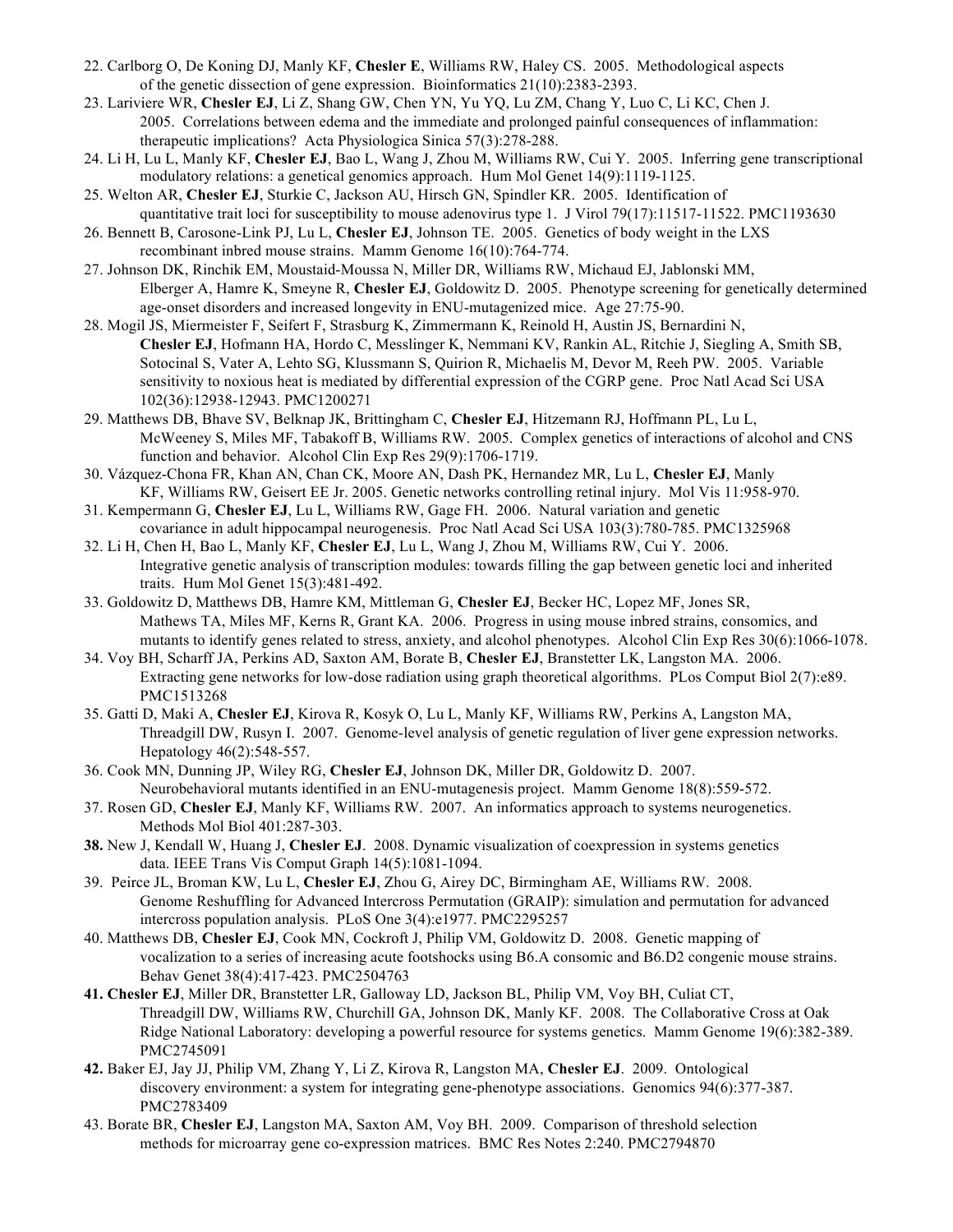22. Carlborg O, De Koning DJ, Manly KF, **Chesler E**, Williams RW, Haley CS. 2005. Methodological aspects of the genetic dissection of gene expression. Bioinformatics 21(10):2383-2393.
23. Lariviere WR, **Chesler EJ**, Li Z, Shang GW, Chen YN, Yu YQ, Lu ZM, Chang Y, Luo C, Li KC, Chen J. 2005. Correlations between edema and the immediate and prolonged painful consequences of inflammation: therapeutic implications? Acta Physiologica Sinica 57(3):278-288.
24. Li H, Lu L, Manly KF, **Chesler EJ**, Bao L, Wang J, Zhou M, Williams RW, Cui Y. 2005. Inferring gene transcriptional modulatory relations: a genetical genomics approach. Hum Mol Genet 14(9):1119-1125.
25. Welton AR, **Chesler EJ**, Sturkie C, Jackson AU, Hirsch GN, Spindler KR. 2005. Identification of quantitative trait loci for susceptibility to mouse adenovirus type 1. J Virol 79(17):11517-11522. PMC1193630
26. Bennett B, Carosone-Link PJ, Lu L, **Chesler EJ**, Johnson TE. 2005. Genetics of body weight in the LXS recombinant inbred mouse strains. Mamm Genome 16(10):764-774.
27. Johnson DK, Rinchik EM, Moustaid-Moussa N, Miller DR, Williams RW, Michaud EJ, Jablonski MM, Elberger A, Hamre K, Smeyne R, **Chesler EJ**, Goldowitz D. 2005. Phenotype screening for genetically determined age-onset disorders and increased longevity in ENU-mutagenized mice. Age 27:75-90.
28. Mogil JS, Miermeister F, Seifert F, Strasburg K, Zimmermann K, Reinold H, Austin JS, Bernardini N, **Chesler EJ**, Hofmann HA, Hordo C, Messlinger K, Nemmani KV, Rankin AL, Ritchie J, Siegling A, Smith SB, Sotocinal S, Vater A, Lehto SG, Klussmann S, Quirion R, Michaelis M, Devor M, Reeh PW. 2005. Variable sensitivity to noxious heat is mediated by differential expression of the CGRP gene. Proc Natl Acad Sci USA 102(36):12938-12943. PMC1200271
29. Matthews DB, Bhave SV, Belknap JK, Brittingham C, **Chesler EJ**, Hitzemann RJ, Hoffmann PL, Lu L, McWeeney S, Miles MF, Tabakoff B, Williams RW. 2005. Complex genetics of interactions of alcohol and CNS function and behavior. Alcohol Clin Exp Res 29(9):1706-1719.
30. Vázquez-Chona FR, Khan AN, Chan CK, Moore AN, Dash PK, Hernandez MR, Lu L, **Chesler EJ**, Manly KF, Williams RW, Geisert EE Jr. 2005. Genetic networks controlling retinal injury. Mol Vis 11:958-970.
31. Kempermann G, **Chesler EJ**, Lu L, Williams RW, Gage FH. 2006. Natural variation and genetic covariance in adult hippocampal neurogenesis. Proc Natl Acad Sci USA 103(3):780-785. PMC1325968
32. Li H, Chen H, Bao L, Manly KF, **Chesler EJ**, Lu L, Wang J, Zhou M, Williams RW, Cui Y. 2006. Integrative genetic analysis of transcription modules: towards filling the gap between genetic loci and inherited traits. Hum Mol Genet 15(3):481-492.
33. Goldowitz D, Matthews DB, Hamre KM, Mittleman G, **Chesler EJ**, Becker HC, Lopez MF, Jones SR, Mathews TA, Miles MF, Kerns R, Grant KA. 2006. Progress in using mouse inbred strains, consomics, and mutants to identify genes related to stress, anxiety, and alcohol phenotypes. Alcohol Clin Exp Res 30(6):1066-1078.
34. Voy BH, Scharff JA, Perkins AD, Saxton AM, Borate B, **Chesler EJ**, Branstetter LK, Langston MA. 2006. Extracting gene networks for low-dose radiation using graph theoretical algorithms. PLos Comput Biol 2(7):e89. PMC1513268
35. Gatti D, Maki A, **Chesler EJ**, Kirova R, Kosyk O, Lu L, Manly KF, Williams RW, Perkins A, Langston MA, Threadgill DW, Rusyn I. 2007. Genome-level analysis of genetic regulation of liver gene expression networks. Hepatology 46(2):548-557.
36. Cook MN, Dunning JP, Wiley RG, **Chesler EJ**, Johnson DK, Miller DR, Goldowitz D. 2007. Neurobehavioral mutants identified in an ENU-mutagenesis project. Mamm Genome 18(8):559-572.
37. Rosen GD, **Chesler EJ**, Manly KF, Williams RW. 2007. An informatics approach to systems neurogenetics. Methods Mol Biol 401:287-303.
**38.** New J, Kendall W, Huang J, **Chesler EJ**. 2008. Dynamic visualization of coexpression in systems genetics data. IEEE Trans Vis Comput Graph 14(5):1081-1094.
39. Peirce JL, Broman KW, Lu L, **Chesler EJ**, Zhou G, Airey DC, Birmingham AE, Williams RW. 2008. Genome Reshuffling for Advanced Intercross Permutation (GRAIP): simulation and permutation for advanced intercross population analysis. PLoS One 3(4):e1977. PMC2295257
40. Matthews DB, **Chesler EJ**, Cook MN, Cockroft J, Philip VM, Goldowitz D. 2008. Genetic mapping of vocalization to a series of increasing acute footshocks using B6.A consomic and B6.D2 congenic mouse strains. Behav Genet 38(4):417-423. PMC2504763
**41. Chesler EJ**, Miller DR, Branstetter LR, Galloway LD, Jackson BL, Philip VM, Voy BH, Culiat CT, Threadgill DW, Williams RW, Churchill GA, Johnson DK, Manly KF. 2008. The Collaborative Cross at Oak Ridge National Laboratory: developing a powerful resource for systems genetics. Mamm Genome 19(6):382-389. PMC2745091
**42.** Baker EJ, Jay JJ, Philip VM, Zhang Y, Li Z, Kirova R, Langston MA, **Chesler EJ**. 2009. Ontological discovery environment: a system for integrating gene-phenotype associations. Genomics 94(6):377-387. PMC2783409
43. Borate BR, **Chesler EJ**, Langston MA, Saxton AM, Voy BH. 2009. Comparison of threshold selection methods for microarray gene co-expression matrices. BMC Res Notes 2:240. PMC2794870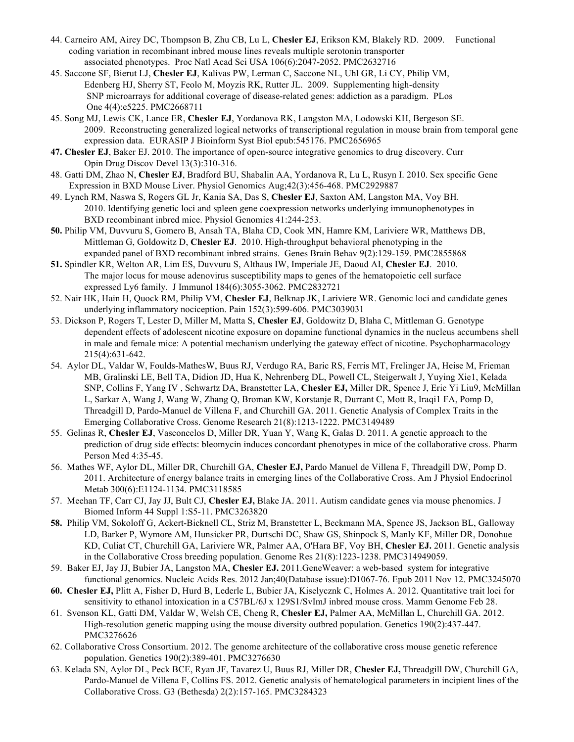44. Carneiro AM, Airey DC, Thompson B, Zhu CB, Lu L, **Chesler EJ**, Erikson KM, Blakely RD. 2009. Functional coding variation in recombinant inbred mouse lines reveals multiple serotonin transporter associated phenotypes. Proc Natl Acad Sci USA 106(6):2047-2052. PMC2632716

45. Saccone SF, Bierut LJ, **Chesler EJ**, Kalivas PW, Lerman C, Saccone NL, Uhl GR, Li CY, Philip VM, Edenberg HJ, Sherry ST, Feolo M, Moyzis RK, Rutter JL. 2009. Supplementing high-density SNP microarrays for additional coverage of disease-related genes: addiction as a paradigm. PLos One 4(4):e5225. PMC2668711

45. Song MJ, Lewis CK, Lance ER, **Chesler EJ**, Yordanova RK, Langston MA, Lodowski KH, Bergeson SE. 2009. Reconstructing generalized logical networks of transcriptional regulation in mouse brain from temporal gene expression data. EURASIP J Bioinform Syst Biol epub:545176. PMC2656965

**47. Chesler EJ**, Baker EJ. 2010. The importance of open-source integrative genomics to drug discovery. Curr Opin Drug Discov Devel 13(3):310-316.

48. Gatti DM, Zhao N, **Chesler EJ**, Bradford BU, Shabalin AA, Yordanova R, Lu L, Rusyn I. 2010. Sex specific Gene Expression in BXD Mouse Liver. Physiol Genomics Aug;42(3):456-468. PMC2929887

49. Lynch RM, Naswa S, Rogers GL Jr, Kania SA, Das S, **Chesler EJ**, Saxton AM, Langston MA, Voy BH. 2010. Identifying genetic loci and spleen gene coexpression networks underlying immunophenotypes in BXD recombinant inbred mice. Physiol Genomics 41:244-253.

**50.** Philip VM, Duvvuru S, Gomero B, Ansah TA, Blaha CD, Cook MN, Hamre KM, Lariviere WR, Matthews DB, Mittleman G, Goldowitz D, **Chesler EJ**. 2010. High-throughput behavioral phenotyping in the expanded panel of BXD recombinant inbred strains. Genes Brain Behav 9(2):129-159. PMC2855868

**51.** Spindler KR, Welton AR, Lim ES, Duvvuru S, Althaus IW, Imperiale JE, Daoud AI, **Chesler EJ**. 2010. The major locus for mouse adenovirus susceptibility maps to genes of the hematopoietic cell surface expressed Ly6 family. J Immunol 184(6):3055-3062. PMC2832721

52. Nair HK, Hain H, Quock RM, Philip VM, **Chesler EJ**, Belknap JK, Lariviere WR. Genomic loci and candidate genes underlying inflammatory nociception. Pain 152(3):599-606. PMC3039031

53. Dickson P, Rogers T, Lester D, Miller M, Matta S, **Chesler EJ**, Goldowitz D, Blaha C, Mittleman G. Genotype dependent effects of adolescent nicotine exposure on dopamine functional dynamics in the nucleus accumbens shell in male and female mice: A potential mechanism underlying the gateway effect of nicotine. Psychopharmacology 215(4):631-642.

54. Aylor DL, Valdar W, Foulds-MathesW, Buus RJ, Verdugo RA, Baric RS, Ferris MT, Frelinger JA, Heise M, Frieman MB, Gralinski LE, Bell TA, Didion JD, Hua K, Nehrenberg DL, Powell CL, Steigerwalt J, Yuying Xie1, Kelada SNP, Collins F, Yang IV , Schwartz DA, Branstetter LA, **Chesler EJ,** Miller DR, Spence J, Eric Yi Liu9, McMillan L, Sarkar A, Wang J, Wang W, Zhang Q, Broman KW, Korstanje R, Durrant C, Mott R, Iraqi1 FA, Pomp D, Threadgill D, Pardo-Manuel de Villena F, and Churchill GA. 2011. Genetic Analysis of Complex Traits in the Emerging Collaborative Cross. Genome Research 21(8):1213-1222. PMC3149489

55. Gelinas R, **Chesler EJ**, Vasconcelos D, Miller DR, Yuan Y, Wang K, Galas D. 2011. A genetic approach to the prediction of drug side effects: bleomycin induces concordant phenotypes in mice of the collaborative cross. Pharm Person Med 4:35-45.

56. Mathes WF, Aylor DL, Miller DR, Churchill GA, **Chesler EJ,** Pardo Manuel de Villena F, Threadgill DW, Pomp D. 2011. Architecture of energy balance traits in emerging lines of the Collaborative Cross. Am J Physiol Endocrinol Metab 300(6):E1124-1134. PMC3118585

57. Meehan TF, Carr CJ, Jay JJ, Bult CJ, **Chesler EJ,** Blake JA. 2011. Autism candidate genes via mouse phenomics. J Biomed Inform 44 Suppl 1:S5-11. PMC3263820

**58.** Philip VM, Sokoloff G, Ackert-Bicknell CL, Striz M, Branstetter L, Beckmann MA, Spence JS, Jackson BL, Galloway LD, Barker P, Wymore AM, Hunsicker PR, Durtschi DC, Shaw GS, Shinpock S, Manly KF, Miller DR, Donohue KD, Culiat CT, Churchill GA, Lariviere WR, Palmer AA, O'Hara BF, Voy BH, **Chesler EJ.** 2011. Genetic analysis in the Collaborative Cross breeding population. Genome Res 21(8):1223-1238. PMC314949059.

59. Baker EJ, Jay JJ, Bubier JA, Langston MA, **Chesler EJ.** 2011.GeneWeaver: a web-based system for integrative functional genomics. Nucleic Acids Res. 2012 Jan;40(Database issue):D1067-76. Epub 2011 Nov 12. PMC3245070

**60. Chesler EJ,** Plitt A, Fisher D, Hurd B, Lederle L, Bubier JA, Kiselycznk C, Holmes A. 2012. Quantitative trait loci for sensitivity to ethanol intoxication in a C57BL/6J x 129S1/SvImJ inbred mouse cross. Mamm Genome Feb 28.

61. Svenson KL, Gatti DM, Valdar W, Welsh CE, Cheng R, **Chesler EJ,** Palmer AA, McMillan L, Churchill GA. 2012. High-resolution genetic mapping using the mouse diversity outbred population. Genetics 190(2):437-447. PMC3276626

62. Collaborative Cross Consortium. 2012. The genome architecture of the collaborative cross mouse genetic reference population. Genetics 190(2):389-401. PMC3276630

63. Kelada SN, Aylor DL, Peck BCE, Ryan JF, Tavarez U, Buus RJ, Miller DR, **Chesler EJ,** Threadgill DW, Churchill GA, Pardo-Manuel de Villena F, Collins FS. 2012. Genetic analysis of hematological parameters in incipient lines of the Collaborative Cross. G3 (Bethesda) 2(2):157-165. PMC3284323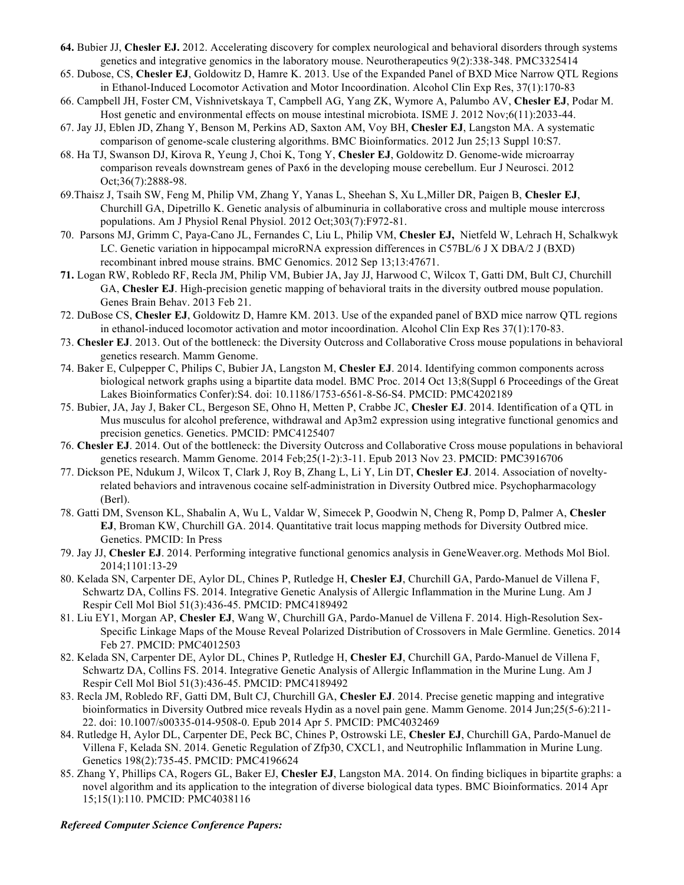**64.** Bubier JJ, **Chesler EJ.** 2012. Accelerating discovery for complex neurological and behavioral disorders through systems genetics and integrative genomics in the laboratory mouse. Neurotherapeutics 9(2):338-348. PMC3325414

65. Dubose, CS, **Chesler EJ**, Goldowitz D, Hamre K. 2013. Use of the Expanded Panel of BXD Mice Narrow QTL Regions in Ethanol-Induced Locomotor Activation and Motor Incoordination. Alcohol Clin Exp Res, 37(1):170-83

66. Campbell JH, Foster CM, Vishnivetskaya T, Campbell AG, Yang ZK, Wymore A, Palumbo AV, **Chesler EJ**, Podar M. Host genetic and environmental effects on mouse intestinal microbiota. ISME J. 2012 Nov;6(11):2033-44.

67. Jay JJ, Eblen JD, Zhang Y, Benson M, Perkins AD, Saxton AM, Voy BH, **Chesler EJ**, Langston MA. A systematic comparison of genome-scale clustering algorithms. BMC Bioinformatics. 2012 Jun 25;13 Suppl 10:S7.

68. Ha TJ, Swanson DJ, Kirova R, Yeung J, Choi K, Tong Y, **Chesler EJ**, Goldowitz D. Genome-wide microarray comparison reveals downstream genes of Pax6 in the developing mouse cerebellum. Eur J Neurosci. 2012 Oct;36(7):2888-98.

69.Thaisz J, Tsaih SW, Feng M, Philip VM, Zhang Y, Yanas L, Sheehan S, Xu L,Miller DR, Paigen B, **Chesler EJ**, Churchill GA, Dipetrillo K. Genetic analysis of albuminuria in collaborative cross and multiple mouse intercross populations. Am J Physiol Renal Physiol. 2012 Oct;303(7):F972-81.

70. Parsons MJ, Grimm C, Paya-Cano JL, Fernandes C, Liu L, Philip VM, **Chesler EJ,** Nietfeld W, Lehrach H, Schalkwyk LC. Genetic variation in hippocampal microRNA expression differences in C57BL/6 J X DBA/2 J (BXD) recombinant inbred mouse strains. BMC Genomics. 2012 Sep 13;13:47671.

**71.** Logan RW, Robledo RF, Recla JM, Philip VM, Bubier JA, Jay JJ, Harwood C, Wilcox T, Gatti DM, Bult CJ, Churchill GA, **Chesler EJ**. High-precision genetic mapping of behavioral traits in the diversity outbred mouse population. Genes Brain Behav. 2013 Feb 21.

72. DuBose CS, **Chesler EJ**, Goldowitz D, Hamre KM. 2013. Use of the expanded panel of BXD mice narrow QTL regions in ethanol-induced locomotor activation and motor incoordination. Alcohol Clin Exp Res 37(1):170-83.

73. **Chesler EJ**. 2013. Out of the bottleneck: the Diversity Outcross and Collaborative Cross mouse populations in behavioral genetics research. Mamm Genome.

74. Baker E, Culpepper C, Philips C, Bubier JA, Langston M, **Chesler EJ**. 2014. Identifying common components across biological network graphs using a bipartite data model. BMC Proc. 2014 Oct 13;8(Suppl 6 Proceedings of the Great Lakes Bioinformatics Confer):S4. doi: 10.1186/1753-6561-8-S6-S4. PMCID: PMC4202189

75. Bubier, JA, Jay J, Baker CL, Bergeson SE, Ohno H, Metten P, Crabbe JC, **Chesler EJ**. 2014. Identification of a QTL in Mus musculus for alcohol preference, withdrawal and Ap3m2 expression using integrative functional genomics and precision genetics. Genetics. PMCID: PMC4125407

76. **Chesler EJ**. 2014. Out of the bottleneck: the Diversity Outcross and Collaborative Cross mouse populations in behavioral genetics research. Mamm Genome. 2014 Feb;25(1-2):3-11. Epub 2013 Nov 23. PMCID: PMC3916706

77. Dickson PE, Ndukum J, Wilcox T, Clark J, Roy B, Zhang L, Li Y, Lin DT, **Chesler EJ**. 2014. Association of novelty-related behaviors and intravenous cocaine self-administration in Diversity Outbred mice. Psychopharmacology (Berl).

78. Gatti DM, Svenson KL, Shabalin A, Wu L, Valdar W, Simecek P, Goodwin N, Cheng R, Pomp D, Palmer A, **Chesler EJ**, Broman KW, Churchill GA. 2014. Quantitative trait locus mapping methods for Diversity Outbred mice. Genetics. PMCID: In Press

79. Jay JJ, **Chesler EJ**. 2014. Performing integrative functional genomics analysis in GeneWeaver.org. Methods Mol Biol. 2014;1101:13-29

80. Kelada SN, Carpenter DE, Aylor DL, Chines P, Rutledge H, **Chesler EJ**, Churchill GA, Pardo-Manuel de Villena F, Schwartz DA, Collins FS. 2014. Integrative Genetic Analysis of Allergic Inflammation in the Murine Lung. Am J Respir Cell Mol Biol 51(3):436-45. PMCID: PMC4189492

81. Liu EY1, Morgan AP, **Chesler EJ**, Wang W, Churchill GA, Pardo-Manuel de Villena F. 2014. High-Resolution Sex-Specific Linkage Maps of the Mouse Reveal Polarized Distribution of Crossovers in Male Germline. Genetics. 2014 Feb 27. PMCID: PMC4012503

82. Kelada SN, Carpenter DE, Aylor DL, Chines P, Rutledge H, **Chesler EJ**, Churchill GA, Pardo-Manuel de Villena F, Schwartz DA, Collins FS. 2014. Integrative Genetic Analysis of Allergic Inflammation in the Murine Lung. Am J Respir Cell Mol Biol 51(3):436-45. PMCID: PMC4189492

83. Recla JM, Robledo RF, Gatti DM, Bult CJ, Churchill GA, **Chesler EJ**. 2014. Precise genetic mapping and integrative bioinformatics in Diversity Outbred mice reveals Hydin as a novel pain gene. Mamm Genome. 2014 Jun;25(5-6):211-22. doi: 10.1007/s00335-014-9508-0. Epub 2014 Apr 5. PMCID: PMC4032469

84. Rutledge H, Aylor DL, Carpenter DE, Peck BC, Chines P, Ostrowski LE, **Chesler EJ**, Churchill GA, Pardo-Manuel de Villena F, Kelada SN. 2014. Genetic Regulation of Zfp30, CXCL1, and Neutrophilic Inflammation in Murine Lung. Genetics 198(2):735-45. PMCID: PMC4196624

85. Zhang Y, Phillips CA, Rogers GL, Baker EJ, **Chesler EJ**, Langston MA. 2014. On finding bicliques in bipartite graphs: a novel algorithm and its application to the integration of diverse biological data types. BMC Bioinformatics. 2014 Apr 15;15(1):110. PMCID: PMC4038116

***Refereed Computer Science Conference Papers:***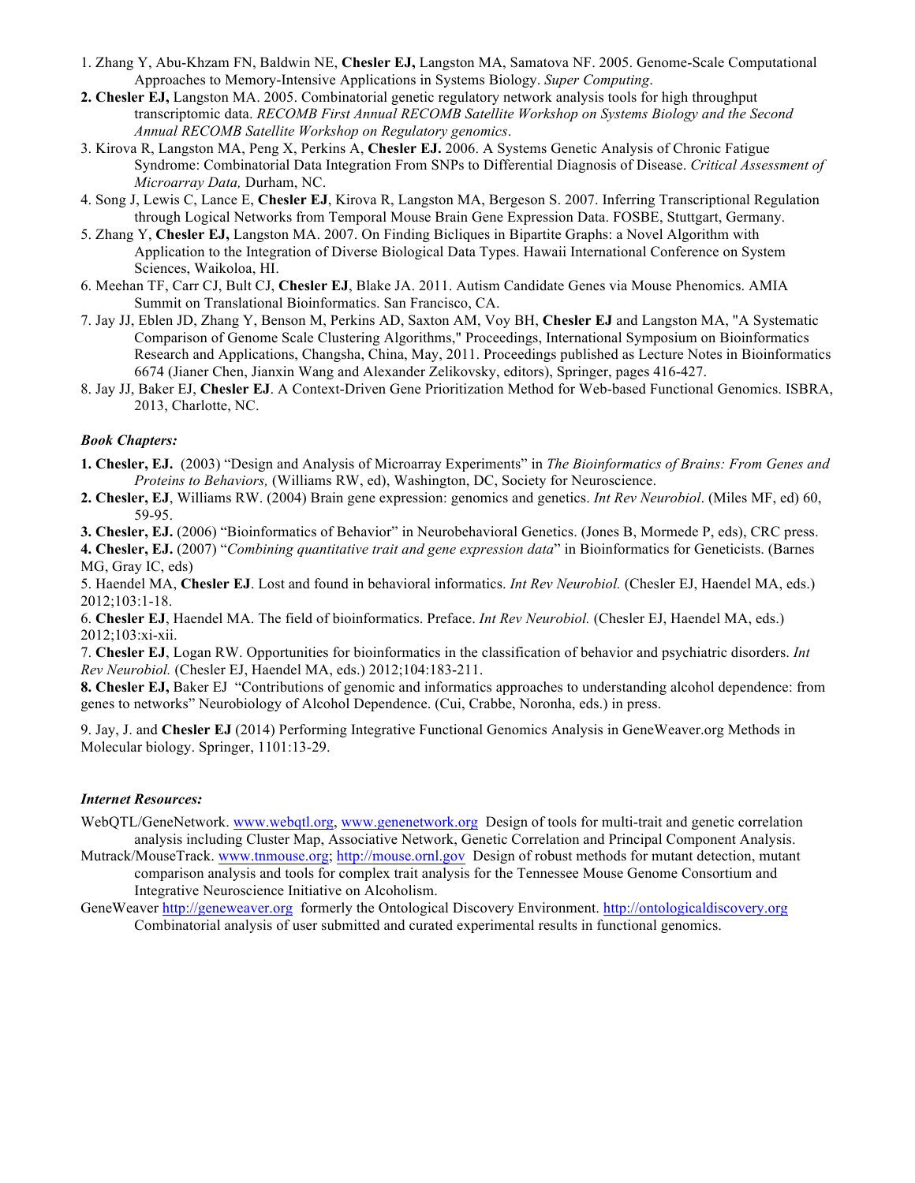1. Zhang Y, Abu-Khzam FN, Baldwin NE, **Chesler EJ,** Langston MA, Samatova NF. 2005. Genome-Scale Computational Approaches to Memory-Intensive Applications in Systems Biology. *Super Computing*.
2. **Chesler EJ,** Langston MA. 2005. Combinatorial genetic regulatory network analysis tools for high throughput transcriptomic data. *RECOMB First Annual RECOMB Satellite Workshop on Systems Biology and the Second Annual RECOMB Satellite Workshop on Regulatory genomics*.
3. Kirova R, Langston MA, Peng X, Perkins A, **Chesler EJ.** 2006. A Systems Genetic Analysis of Chronic Fatigue Syndrome: Combinatorial Data Integration From SNPs to Differential Diagnosis of Disease. *Critical Assessment of Microarray Data,* Durham, NC.
4. Song J, Lewis C, Lance E, **Chesler EJ**, Kirova R, Langston MA, Bergeson S. 2007. Inferring Transcriptional Regulation through Logical Networks from Temporal Mouse Brain Gene Expression Data. FOSBE, Stuttgart, Germany.
5. Zhang Y, **Chesler EJ,** Langston MA. 2007. On Finding Bicliques in Bipartite Graphs: a Novel Algorithm with Application to the Integration of Diverse Biological Data Types. Hawaii International Conference on System Sciences, Waikoloa, HI.
6. Meehan TF, Carr CJ, Bult CJ, **Chesler EJ**, Blake JA. 2011. Autism Candidate Genes via Mouse Phenomics. AMIA Summit on Translational Bioinformatics. San Francisco, CA.
7. Jay JJ, Eblen JD, Zhang Y, Benson M, Perkins AD, Saxton AM, Voy BH, **Chesler EJ** and Langston MA, "A Systematic Comparison of Genome Scale Clustering Algorithms," Proceedings, International Symposium on Bioinformatics Research and Applications, Changsha, China, May, 2011. Proceedings published as Lecture Notes in Bioinformatics 6674 (Jianer Chen, Jianxin Wang and Alexander Zelikovsky, editors), Springer, pages 416-427.
8. Jay JJ, Baker EJ, **Chesler EJ**. A Context-Driven Gene Prioritization Method for Web-based Functional Genomics. ISBRA, 2013, Charlotte, NC.

### *Book Chapters:*

**1. Chesler, EJ.** (2003) "Design and Analysis of Microarray Experiments" in *The Bioinformatics of Brains: From Genes and Proteins to Behaviors,* (Williams RW, ed), Washington, DC, Society for Neuroscience.

**2. Chesler, EJ**, Williams RW. (2004) Brain gene expression: genomics and genetics. *Int Rev Neurobiol*. (Miles MF, ed) 60, 59-95.

**3. Chesler, EJ.** (2006) "Bioinformatics of Behavior" in Neurobehavioral Genetics. (Jones B, Mormede P, eds), CRC press.

**4. Chesler, EJ.** (2007) "*Combining quantitative trait and gene expression data*" in Bioinformatics for Geneticists. (Barnes MG, Gray IC, eds)

5. Haendel MA, **Chesler EJ**. Lost and found in behavioral informatics. *Int Rev Neurobiol.* (Chesler EJ, Haendel MA, eds.) 2012;103:1-18.

6. **Chesler EJ**, Haendel MA. The field of bioinformatics. Preface. *Int Rev Neurobiol.* (Chesler EJ, Haendel MA, eds.) 2012;103:xi-xii.

7. **Chesler EJ**, Logan RW. Opportunities for bioinformatics in the classification of behavior and psychiatric disorders. *Int Rev Neurobiol.* (Chesler EJ, Haendel MA, eds.) 2012;104:183-211.

**8. Chesler EJ,** Baker EJ "Contributions of genomic and informatics approaches to understanding alcohol dependence: from genes to networks" Neurobiology of Alcohol Dependence. (Cui, Crabbe, Noronha, eds.) in press.

9. Jay, J. and **Chesler EJ** (2014) Performing Integrative Functional Genomics Analysis in GeneWeaver.org Methods in Molecular biology. Springer, 1101:13-29.

### *Internet Resources:*

WebQTL/GeneNetwork. www.webqtl.org, www.genenetwork.org Design of tools for multi-trait and genetic correlation analysis including Cluster Map, Associative Network, Genetic Correlation and Principal Component Analysis.

Mutrack/MouseTrack. www.tnmouse.org; http://mouse.ornl.gov Design of robust methods for mutant detection, mutant comparison analysis and tools for complex trait analysis for the Tennessee Mouse Genome Consortium and Integrative Neuroscience Initiative on Alcoholism.

GeneWeaver http://geneweaver.org formerly the Ontological Discovery Environment. http://ontologicaldiscovery.org Combinatorial analysis of user submitted and curated experimental results in functional genomics.